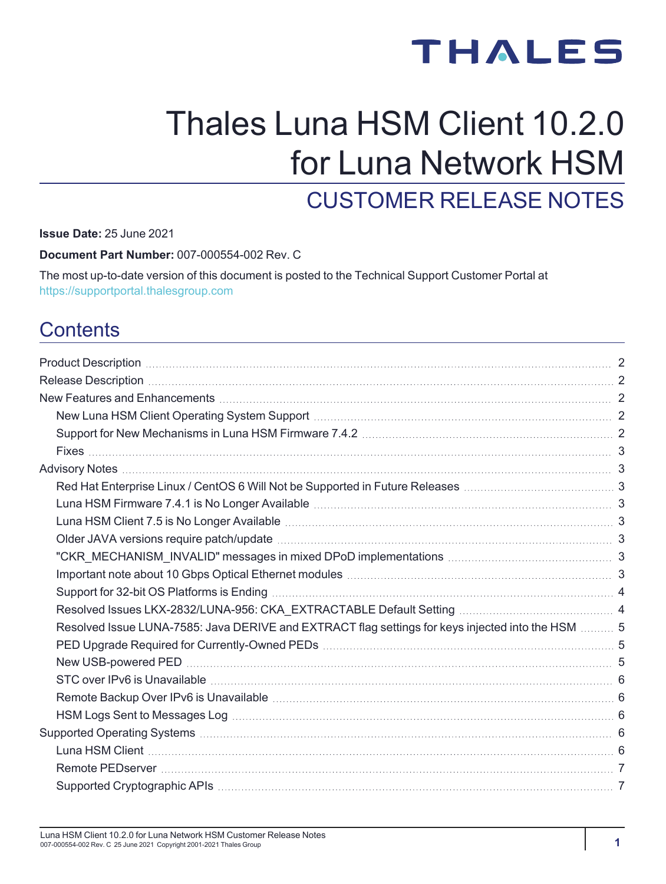THALES

# Thales Luna HSM Client 10.2.0 for Luna Network HSM

## CUSTOMER RELEASE NOTES

**Issue Date:** 25 June 2021

**Document Part Number:** 007-000554-002 Rev. C

The most up-to-date version of this document is posted to the Technical Support Customer Portal at https://supportportal.thalesgroup.com

## Contents

- Product Description 2
- Release Description 2
- New Features and Enhancements 2
  - New Luna HSM Client Operating System Support 2
  - Support for New Mechanisms in Luna HSM Firmware 7.4.2 2
  - Fixes 3
- Advisory Notes 3
  - Red Hat Enterprise Linux / CentOS 6 Will Not be Supported in Future Releases 3
  - Luna HSM Firmware 7.4.1 is No Longer Available 3
  - Luna HSM Client 7.5 is No Longer Available 3
  - Older JAVA versions require patch/update 3
  - "CKR_MECHANISM_INVALID" messages in mixed DPoD implementations 3
  - Important note about 10 Gbps Optical Ethernet modules 3
  - Support for 32-bit OS Platforms is Ending 4
  - Resolved Issues LKX-2832/LUNA-956: CKA_EXTRACTABLE Default Setting 4
  - Resolved Issue LUNA-7585: Java DERIVE and EXTRACT flag settings for keys injected into the HSM 5
  - PED Upgrade Required for Currently-Owned PEDs 5
  - New USB-powered PED 5
  - STC over IPv6 is Unavailable 6
  - Remote Backup Over IPv6 is Unavailable 6
  - HSM Logs Sent to Messages Log 6
- Supported Operating Systems 6
  - Luna HSM Client 6
  - Remote PEDserver 7
  - Supported Cryptographic APIs 7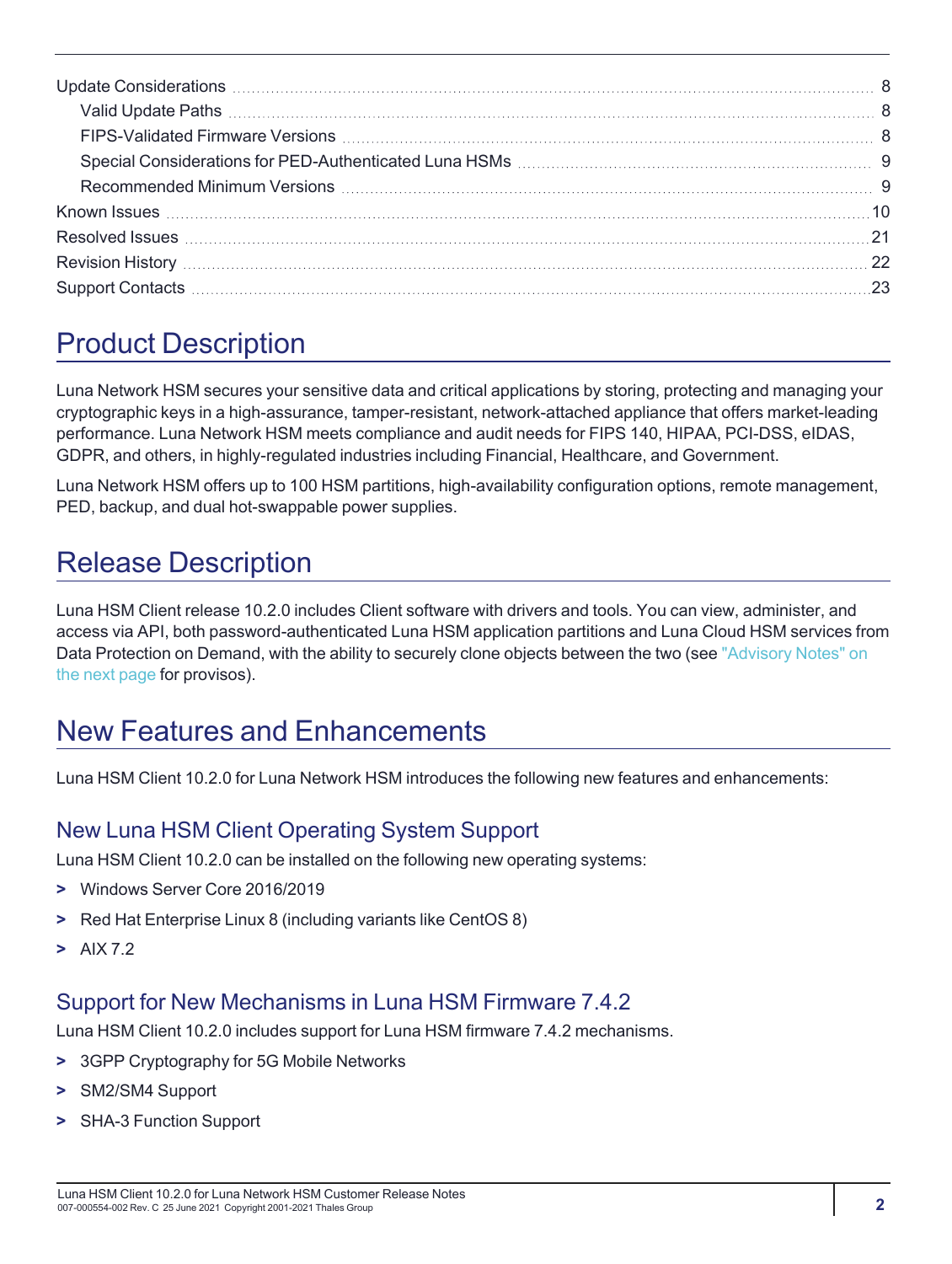| | |
|---|---|
| Update Considerations | 8 |
| Valid Update Paths | 8 |
| FIPS-Validated Firmware Versions | 8 |
| Special Considerations for PED-Authenticated Luna HSMs | 9 |
| Recommended Minimum Versions | 9 |
| Known Issues | 10 |
| Resolved Issues | 21 |
| Revision History | 22 |
| Support Contacts | 23 |

# Product Description

Luna Network HSM secures your sensitive data and critical applications by storing, protecting and managing your cryptographic keys in a high-assurance, tamper-resistant, network-attached appliance that offers market-leading performance. Luna Network HSM meets compliance and audit needs for FIPS 140, HIPAA, PCI-DSS, eIDAS, GDPR, and others, in highly-regulated industries including Financial, Healthcare, and Government.

Luna Network HSM offers up to 100 HSM partitions, high-availability configuration options, remote management, PED, backup, and dual hot-swappable power supplies.

# Release Description

Luna HSM Client release 10.2.0 includes Client software with drivers and tools. You can view, administer, and access via API, both password-authenticated Luna HSM application partitions and Luna Cloud HSM services from Data Protection on Demand, with the ability to securely clone objects between the two (see "Advisory Notes" on the next page for provisos).

# New Features and Enhancements

Luna HSM Client 10.2.0 for Luna Network HSM introduces the following new features and enhancements:

## New Luna HSM Client Operating System Support

Luna HSM Client 10.2.0 can be installed on the following new operating systems:

- Windows Server Core 2016/2019
- Red Hat Enterprise Linux 8 (including variants like CentOS 8)
- AIX 7.2

## Support for New Mechanisms in Luna HSM Firmware 7.4.2

Luna HSM Client 10.2.0 includes support for Luna HSM firmware 7.4.2 mechanisms.

- 3GPP Cryptography for 5G Mobile Networks
- SM2/SM4 Support
- SHA-3 Function Support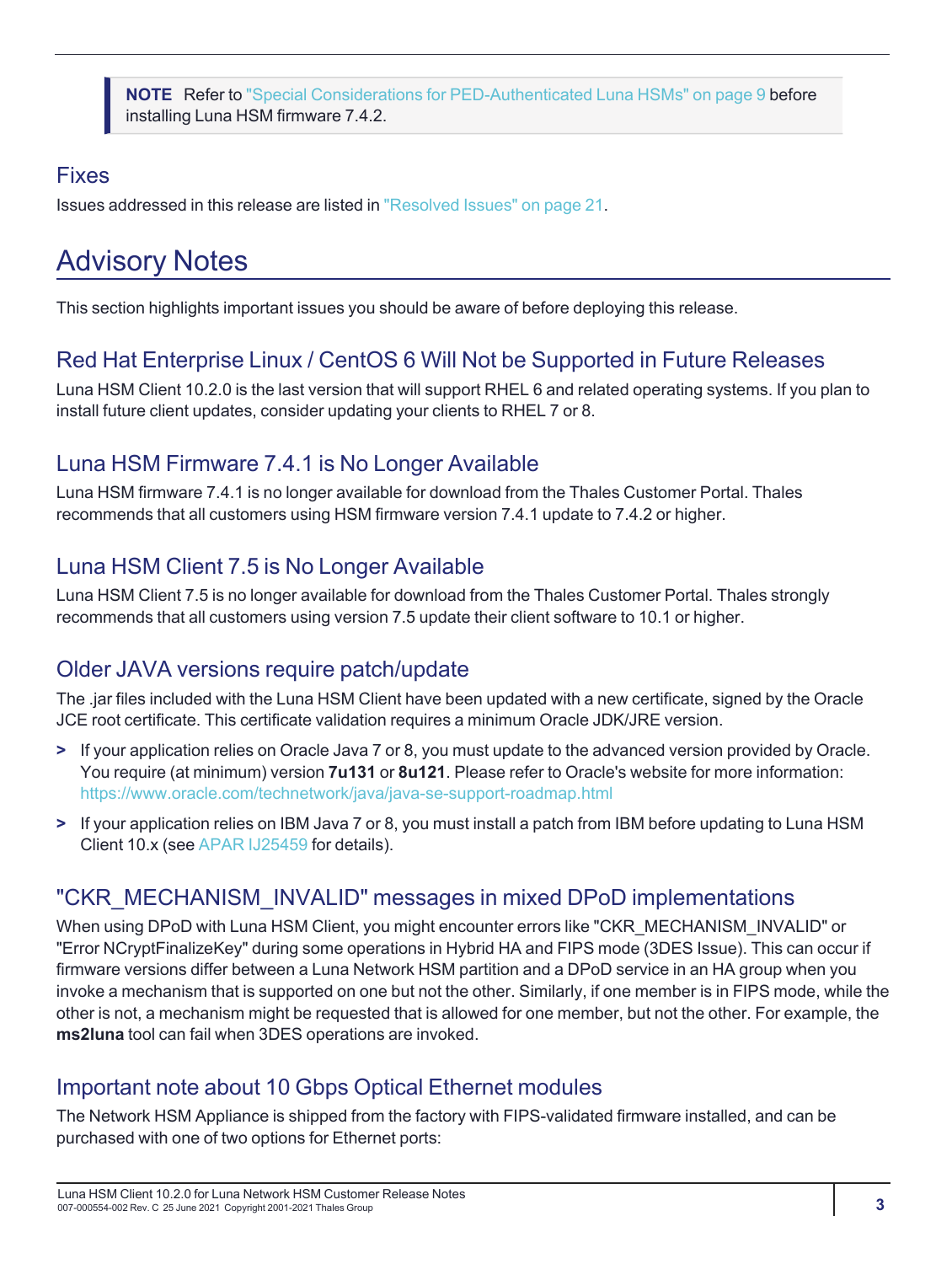> **NOTE** Refer to "Special Considerations for PED-Authenticated Luna HSMs" on page 9 before installing Luna HSM firmware 7.4.2.

### Fixes

Issues addressed in this release are listed in "Resolved Issues" on page 21.

## Advisory Notes

This section highlights important issues you should be aware of before deploying this release.

### Red Hat Enterprise Linux / CentOS 6 Will Not be Supported in Future Releases

Luna HSM Client 10.2.0 is the last version that will support RHEL 6 and related operating systems. If you plan to install future client updates, consider updating your clients to RHEL 7 or 8.

### Luna HSM Firmware 7.4.1 is No Longer Available

Luna HSM firmware 7.4.1 is no longer available for download from the Thales Customer Portal. Thales recommends that all customers using HSM firmware version 7.4.1 update to 7.4.2 or higher.

### Luna HSM Client 7.5 is No Longer Available

Luna HSM Client 7.5 is no longer available for download from the Thales Customer Portal. Thales strongly recommends that all customers using version 7.5 update their client software to 10.1 or higher.

### Older JAVA versions require patch/update

The .jar files included with the Luna HSM Client have been updated with a new certificate, signed by the Oracle JCE root certificate. This certificate validation requires a minimum Oracle JDK/JRE version.

- If your application relies on Oracle Java 7 or 8, you must update to the advanced version provided by Oracle. You require (at minimum) version **7u131** or **8u121**. Please refer to Oracle's website for more information: https://www.oracle.com/technetwork/java/java-se-support-roadmap.html
- If your application relies on IBM Java 7 or 8, you must install a patch from IBM before updating to Luna HSM Client 10.x (see APAR IJ25459 for details).

### "CKR_MECHANISM_INVALID" messages in mixed DPoD implementations

When using DPoD with Luna HSM Client, you might encounter errors like "CKR_MECHANISM_INVALID" or "Error NCryptFinalizeKey" during some operations in Hybrid HA and FIPS mode (3DES Issue). This can occur if firmware versions differ between a Luna Network HSM partition and a DPoD service in an HA group when you invoke a mechanism that is supported on one but not the other. Similarly, if one member is in FIPS mode, while the other is not, a mechanism might be requested that is allowed for one member, but not the other. For example, the **ms2luna** tool can fail when 3DES operations are invoked.

### Important note about 10 Gbps Optical Ethernet modules

The Network HSM Appliance is shipped from the factory with FIPS-validated firmware installed, and can be purchased with one of two options for Ethernet ports: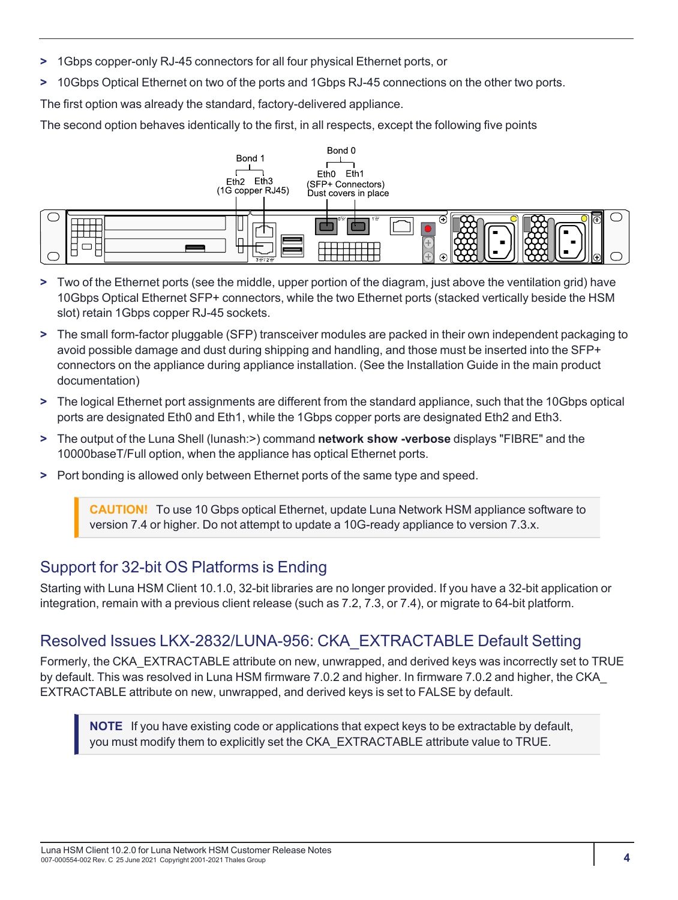> 1Gbps copper-only RJ-45 connectors for all four physical Ethernet ports, or

> 10Gbps Optical Ethernet on two of the ports and 1Gbps RJ-45 connections on the other two ports.

The first option was already the standard, factory-delivered appliance.

The second option behaves identically to the first, in all respects, except the following five points

> Two of the Ethernet ports (see the middle, upper portion of the diagram, just above the ventilation grid) have 10Gbps Optical Ethernet SFP+ connectors, while the two Ethernet ports (stacked vertically beside the HSM slot) retain 1Gbps copper RJ-45 sockets.

> The small form-factor pluggable (SFP) transceiver modules are packed in their own independent packaging to avoid possible damage and dust during shipping and handling, and those must be inserted into the SFP+ connectors on the appliance during appliance installation. (See the Installation Guide in the main product documentation)

> The logical Ethernet port assignments are different from the standard appliance, such that the 10Gbps optical ports are designated Eth0 and Eth1, while the 1Gbps copper ports are designated Eth2 and Eth3.

> The output of the Luna Shell (lunash:>) command **network show -verbose** displays "FIBRE" and the 10000baseT/Full option, when the appliance has optical Ethernet ports.

> Port bonding is allowed only between Ethernet ports of the same type and speed.

> **CAUTION!** To use 10 Gbps optical Ethernet, update Luna Network HSM appliance software to version 7.4 or higher. Do not attempt to update a 10G-ready appliance to version 7.3.x.

## Support for 32-bit OS Platforms is Ending

Starting with Luna HSM Client 10.1.0, 32-bit libraries are no longer provided. If you have a 32-bit application or integration, remain with a previous client release (such as 7.2, 7.3, or 7.4), or migrate to 64-bit platform.

## Resolved Issues LKX-2832/LUNA-956: CKA_EXTRACTABLE Default Setting

Formerly, the CKA_EXTRACTABLE attribute on new, unwrapped, and derived keys was incorrectly set to TRUE by default. This was resolved in Luna HSM firmware 7.0.2 and higher. In firmware 7.0.2 and higher, the CKA_EXTRACTABLE attribute on new, unwrapped, and derived keys is set to FALSE by default.

> **NOTE** If you have existing code or applications that expect keys to be extractable by default, you must modify them to explicitly set the CKA_EXTRACTABLE attribute value to TRUE.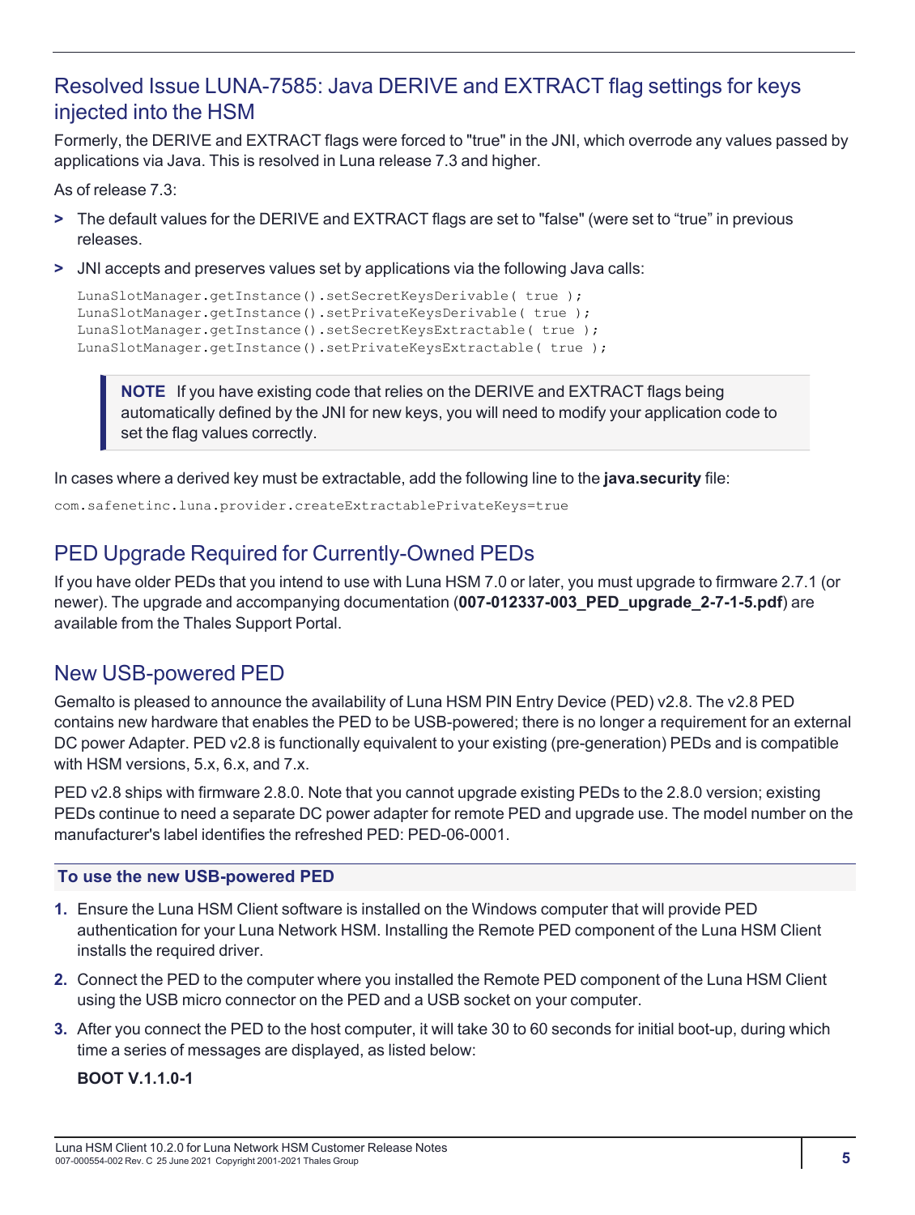## Resolved Issue LUNA-7585: Java DERIVE and EXTRACT flag settings for keys injected into the HSM

Formerly, the DERIVE and EXTRACT flags were forced to "true" in the JNI, which overrode any values passed by applications via Java. This is resolved in Luna release 7.3 and higher.

As of release 7.3:

- The default values for the DERIVE and EXTRACT flags are set to "false" (were set to "true" in previous releases.
- JNI accepts and preserves values set by applications via the following Java calls:

```
LunaSlotManager.getInstance().setSecretKeysDerivable( true );
LunaSlotManager.getInstance().setPrivateKeysDerivable( true );
LunaSlotManager.getInstance().setSecretKeysExtractable( true );
LunaSlotManager.getInstance().setPrivateKeysExtractable( true );
```

> **NOTE** If you have existing code that relies on the DERIVE and EXTRACT flags being automatically defined by the JNI for new keys, you will need to modify your application code to set the flag values correctly.

In cases where a derived key must be extractable, add the following line to the **java.security** file:

```
com.safenetinc.luna.provider.createExtractablePrivateKeys=true
```

## PED Upgrade Required for Currently-Owned PEDs

If you have older PEDs that you intend to use with Luna HSM 7.0 or later, you must upgrade to firmware 2.7.1 (or newer). The upgrade and accompanying documentation (**007-012337-003_PED_upgrade_2-7-1-5.pdf**) are available from the Thales Support Portal.

## New USB-powered PED

Gemalto is pleased to announce the availability of Luna HSM PIN Entry Device (PED) v2.8. The v2.8 PED contains new hardware that enables the PED to be USB-powered; there is no longer a requirement for an external DC power Adapter. PED v2.8 is functionally equivalent to your existing (pre-generation) PEDs and is compatible with HSM versions, 5.x, 6.x, and 7.x.

PED v2.8 ships with firmware 2.8.0. Note that you cannot upgrade existing PEDs to the 2.8.0 version; existing PEDs continue to need a separate DC power adapter for remote PED and upgrade use. The model number on the manufacturer's label identifies the refreshed PED: PED-06-0001.

#### To use the new USB-powered PED

1. Ensure the Luna HSM Client software is installed on the Windows computer that will provide PED authentication for your Luna Network HSM. Installing the Remote PED component of the Luna HSM Client installs the required driver.
2. Connect the PED to the computer where you installed the Remote PED component of the Luna HSM Client using the USB micro connector on the PED and a USB socket on your computer.
3. After you connect the PED to the host computer, it will take 30 to 60 seconds for initial boot-up, during which time a series of messages are displayed, as listed below:

   **BOOT V.1.1.0-1**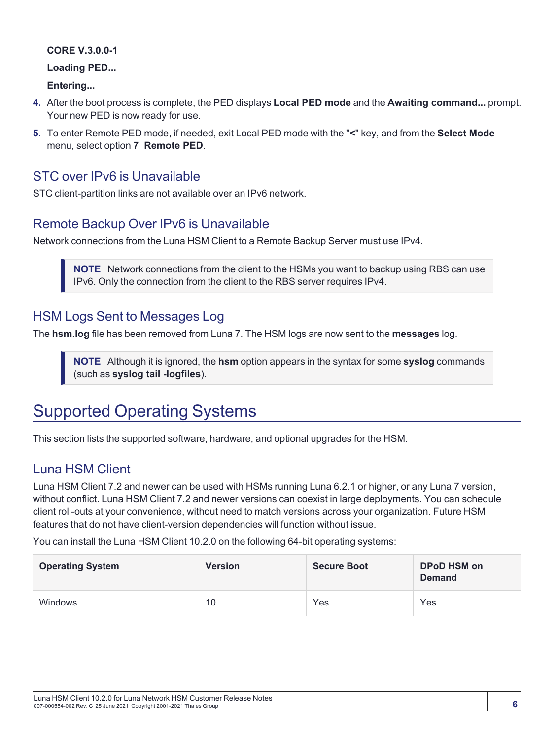**CORE V.3.0.0-1**

**Loading PED...**

**Entering...**

4. After the boot process is complete, the PED displays **Local PED mode** and the **Awaiting command...** prompt. Your new PED is now ready for use.
5. To enter Remote PED mode, if needed, exit Local PED mode with the "**<**" key, and from the **Select Mode** menu, select option **7 Remote PED**.

## STC over IPv6 is Unavailable

STC client-partition links are not available over an IPv6 network.

## Remote Backup Over IPv6 is Unavailable

Network connections from the Luna HSM Client to a Remote Backup Server must use IPv4.

> **NOTE** Network connections from the client to the HSMs you want to backup using RBS can use IPv6. Only the connection from the client to the RBS server requires IPv4.

## HSM Logs Sent to Messages Log

The **hsm.log** file has been removed from Luna 7. The HSM logs are now sent to the **messages** log.

> **NOTE** Although it is ignored, the **hsm** option appears in the syntax for some **syslog** commands (such as **syslog tail -logfiles**).

# Supported Operating Systems

This section lists the supported software, hardware, and optional upgrades for the HSM.

## Luna HSM Client

Luna HSM Client 7.2 and newer can be used with HSMs running Luna 6.2.1 or higher, or any Luna 7 version, without conflict. Luna HSM Client 7.2 and newer versions can coexist in large deployments. You can schedule client roll-outs at your convenience, without need to match versions across your organization. Future HSM features that do not have client-version dependencies will function without issue.

You can install the Luna HSM Client 10.2.0 on the following 64-bit operating systems:

| Operating System | Version | Secure Boot | DPoD HSM on Demand |
|---|---|---|---|
| Windows | 10 | Yes | Yes |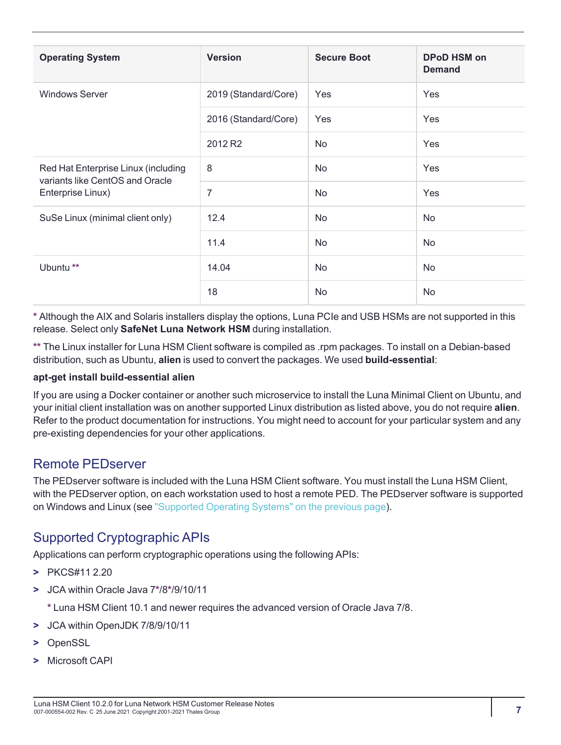| Operating System | Version | Secure Boot | DPoD HSM on Demand |
| --- | --- | --- | --- |
| Windows Server | 2019 (Standard/Core) | Yes | Yes |
| | 2016 (Standard/Core) | Yes | Yes |
| | 2012 R2 | No | Yes |
| Red Hat Enterprise Linux (including variants like CentOS and Oracle Enterprise Linux) | 8 | No | Yes |
| | 7 | No | Yes |
| SuSe Linux (minimal client only) | 12.4 | No | No |
| | 11.4 | No | No |
| Ubuntu ** | 14.04 | No | No |
| | 18 | No | No |

* Although the AIX and Solaris installers display the options, Luna PCIe and USB HSMs are not supported in this release. Select only **SafeNet Luna Network HSM** during installation.

** The Linux installer for Luna HSM Client software is compiled as .rpm packages. To install on a Debian-based distribution, such as Ubuntu, **alien** is used to convert the packages. We used **build-essential**:

**apt-get install build-essential alien**

If you are using a Docker container or another such microservice to install the Luna Minimal Client on Ubuntu, and your initial client installation was on another supported Linux distribution as listed above, you do not require **alien**. Refer to the product documentation for instructions. You might need to account for your particular system and any pre-existing dependencies for your other applications.

## Remote PEDserver

The PEDserver software is included with the Luna HSM Client software. You must install the Luna HSM Client, with the PEDserver option, on each workstation used to host a remote PED. The PEDserver software is supported on Windows and Linux (see "Supported Operating Systems" on the previous page).

## Supported Cryptographic APIs

Applications can perform cryptographic operations using the following APIs:

- PKCS#11 2.20
- JCA within Oracle Java 7*/8*/9/10/11

  * Luna HSM Client 10.1 and newer requires the advanced version of Oracle Java 7/8.

- JCA within OpenJDK 7/8/9/10/11
- OpenSSL
- Microsoft CAPI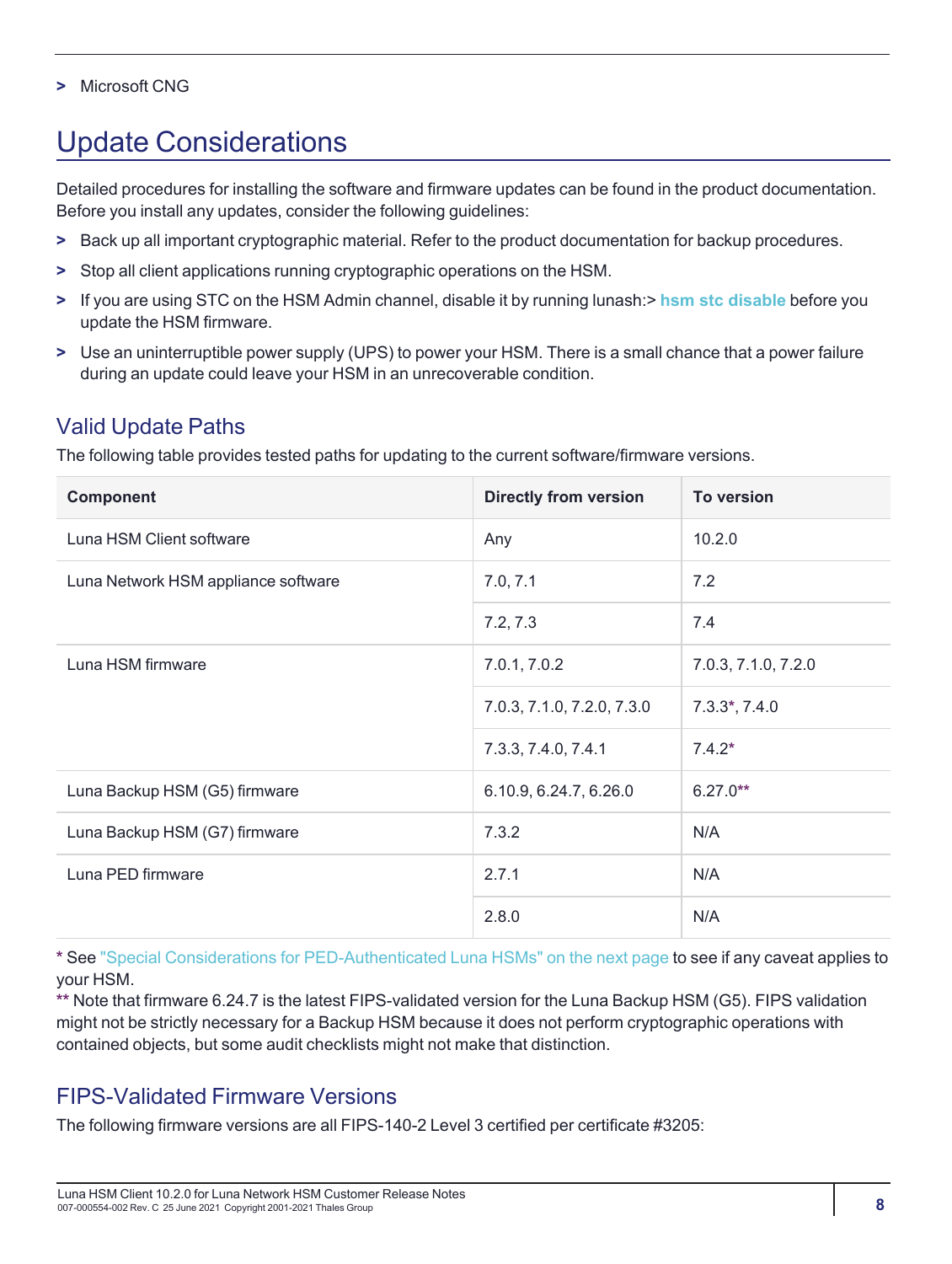> Microsoft CNG

# Update Considerations

Detailed procedures for installing the software and firmware updates can be found in the product documentation. Before you install any updates, consider the following guidelines:

> Back up all important cryptographic material. Refer to the product documentation for backup procedures.

> Stop all client applications running cryptographic operations on the HSM.

> If you are using STC on the HSM Admin channel, disable it by running lunash:> **hsm stc disable** before you update the HSM firmware.

> Use an uninterruptible power supply (UPS) to power your HSM. There is a small chance that a power failure during an update could leave your HSM in an unrecoverable condition.

## Valid Update Paths

The following table provides tested paths for updating to the current software/firmware versions.

| Component | Directly from version | To version |
|---|---|---|
| Luna HSM Client software | Any | 10.2.0 |
| Luna Network HSM appliance software | 7.0, 7.1 | 7.2 |
| | 7.2, 7.3 | 7.4 |
| Luna HSM firmware | 7.0.1, 7.0.2 | 7.0.3, 7.1.0, 7.2.0 |
| | 7.0.3, 7.1.0, 7.2.0, 7.3.0 | 7.3.3*, 7.4.0 |
| | 7.3.3, 7.4.0, 7.4.1 | 7.4.2* |
| Luna Backup HSM (G5) firmware | 6.10.9, 6.24.7, 6.26.0 | 6.27.0** |
| Luna Backup HSM (G7) firmware | 7.3.2 | N/A |
| Luna PED firmware | 2.7.1 | N/A |
| | 2.8.0 | N/A |

* See "Special Considerations for PED-Authenticated Luna HSMs" on the next page to see if any caveat applies to your HSM.
** Note that firmware 6.24.7 is the latest FIPS-validated version for the Luna Backup HSM (G5). FIPS validation might not be strictly necessary for a Backup HSM because it does not perform cryptographic operations with contained objects, but some audit checklists might not make that distinction.

## FIPS-Validated Firmware Versions

The following firmware versions are all FIPS-140-2 Level 3 certified per certificate #3205: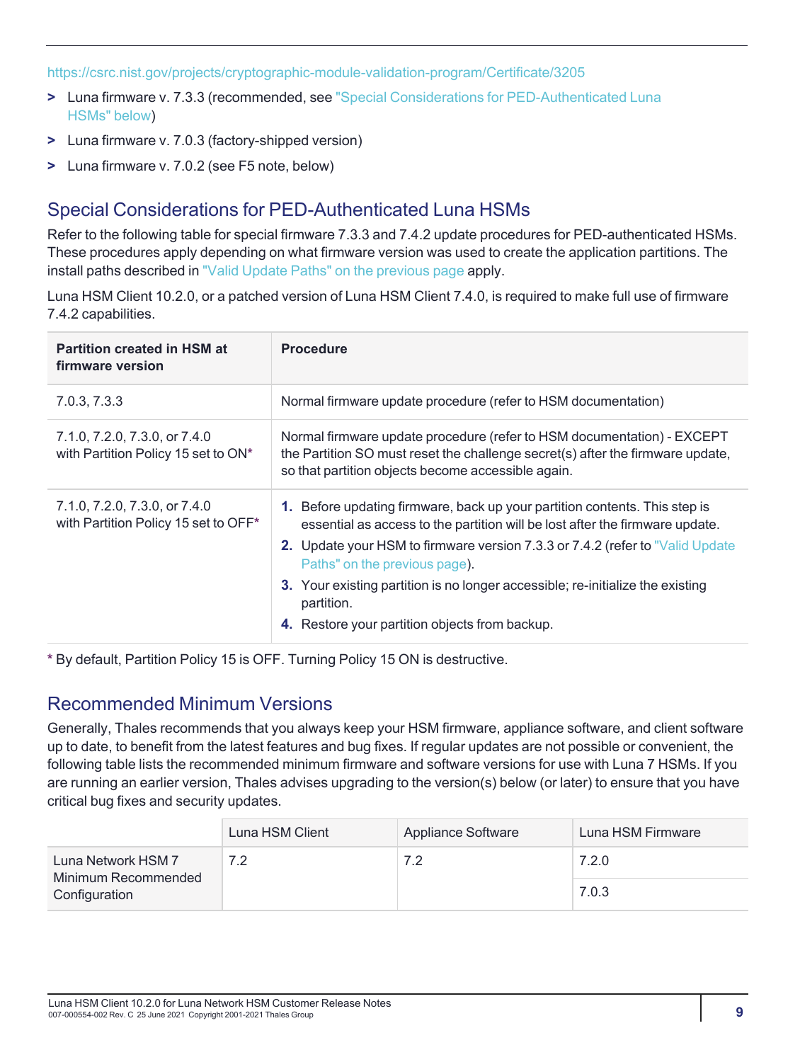https://csrc.nist.gov/projects/cryptographic-module-validation-program/Certificate/3205

> Luna firmware v. 7.3.3 (recommended, see "Special Considerations for PED-Authenticated Luna HSMs" below)

> Luna firmware v. 7.0.3 (factory-shipped version)

> Luna firmware v. 7.0.2 (see F5 note, below)

## Special Considerations for PED-Authenticated Luna HSMs

Refer to the following table for special firmware 7.3.3 and 7.4.2 update procedures for PED-authenticated HSMs. These procedures apply depending on what firmware version was used to create the application partitions. The install paths described in "Valid Update Paths" on the previous page apply.

Luna HSM Client 10.2.0, or a patched version of Luna HSM Client 7.4.0, is required to make full use of firmware 7.4.2 capabilities.

| Partition created in HSM at firmware version | Procedure |
|---|---|
| 7.0.3, 7.3.3 | Normal firmware update procedure (refer to HSM documentation) |
| 7.1.0, 7.2.0, 7.3.0, or 7.4.0 with Partition Policy 15 set to ON* | Normal firmware update procedure (refer to HSM documentation) - EXCEPT the Partition SO must reset the challenge secret(s) after the firmware update, so that partition objects become accessible again. |
| 7.1.0, 7.2.0, 7.3.0, or 7.4.0 with Partition Policy 15 set to OFF* | 1. Before updating firmware, back up your partition contents. This step is essential as access to the partition will be lost after the firmware update. 2. Update your HSM to firmware version 7.3.3 or 7.4.2 (refer to "Valid Update Paths" on the previous page). 3. Your existing partition is no longer accessible; re-initialize the existing partition. 4. Restore your partition objects from backup. |

* By default, Partition Policy 15 is OFF. Turning Policy 15 ON is destructive.

## Recommended Minimum Versions

Generally, Thales recommends that you always keep your HSM firmware, appliance software, and client software up to date, to benefit from the latest features and bug fixes. If regular updates are not possible or convenient, the following table lists the recommended minimum firmware and software versions for use with Luna 7 HSMs. If you are running an earlier version, Thales advises upgrading to the version(s) below (or later) to ensure that you have critical bug fixes and security updates.

| | Luna HSM Client | Appliance Software | Luna HSM Firmware |
|---|---|---|---|
| Luna Network HSM 7 Minimum Recommended Configuration | 7.2 | 7.2 | 7.2.0 |
| | | | 7.0.3 |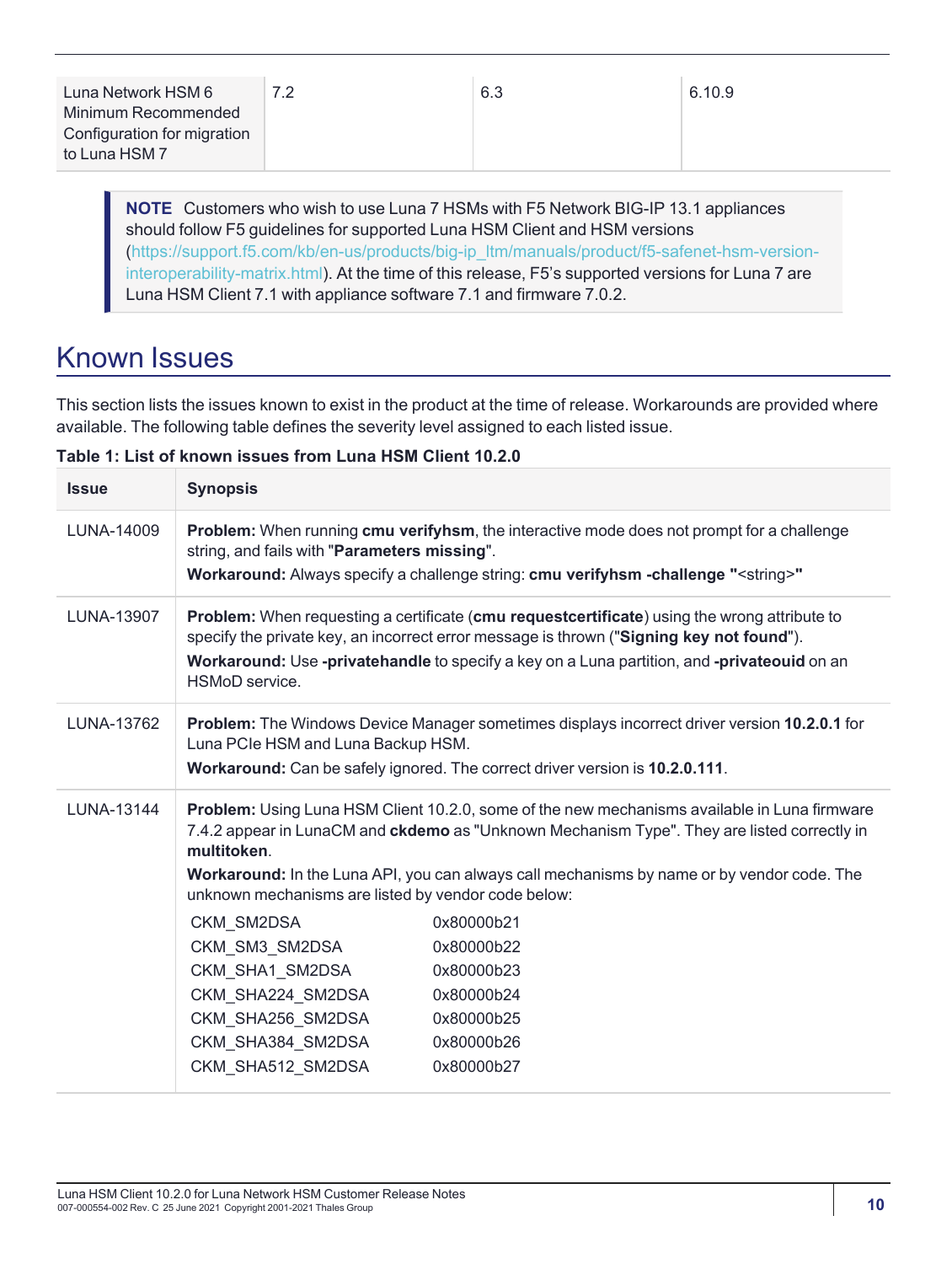| Luna Network HSM 6 Minimum Recommended Configuration for migration to Luna HSM 7 | 7.2 | 6.3 | 6.10.9 |
|---|---|---|---|

> **NOTE** Customers who wish to use Luna 7 HSMs with F5 Network BIG-IP 13.1 appliances should follow F5 guidelines for supported Luna HSM Client and HSM versions (https://support.f5.com/kb/en-us/products/big-ip_ltm/manuals/product/f5-safenet-hsm-version-interoperability-matrix.html). At the time of this release, F5's supported versions for Luna 7 are Luna HSM Client 7.1 with appliance software 7.1 and firmware 7.0.2.

# Known Issues

This section lists the issues known to exist in the product at the time of release. Workarounds are provided where available. The following table defines the severity level assigned to each listed issue.

**Table 1: List of known issues from Luna HSM Client 10.2.0**

| Issue | Synopsis |
|---|---|
| LUNA-14009 | **Problem:** When running **cmu verifyhsm**, the interactive mode does not prompt for a challenge string, and fails with "**Parameters missing**".<br>**Workaround:** Always specify a challenge string: **cmu verifyhsm -challenge "**<string>**"** |
| LUNA-13907 | **Problem:** When requesting a certificate (**cmu requestcertificate**) using the wrong attribute to specify the private key, an incorrect error message is thrown ("**Signing key not found**").<br>**Workaround:** Use **-privatehandle** to specify a key on a Luna partition, and **-privateouid** on an HSMoD service. |
| LUNA-13762 | **Problem:** The Windows Device Manager sometimes displays incorrect driver version **10.2.0.1** for Luna PCIe HSM and Luna Backup HSM.<br>**Workaround:** Can be safely ignored. The correct driver version is **10.2.0.111**. |
| LUNA-13144 | **Problem:** Using Luna HSM Client 10.2.0, some of the new mechanisms available in Luna firmware 7.4.2 appear in LunaCM and **ckdemo** as "Unknown Mechanism Type". They are listed correctly in **multitoken**.<br>**Workaround:** In the Luna API, you can always call mechanisms by name or by vendor code. The unknown mechanisms are listed by vendor code below:<br>CKM_SM2DSA 0x80000b21<br>CKM_SM3_SM2DSA 0x80000b22<br>CKM_SHA1_SM2DSA 0x80000b23<br>CKM_SHA224_SM2DSA 0x80000b24<br>CKM_SHA256_SM2DSA 0x80000b25<br>CKM_SHA384_SM2DSA 0x80000b26<br>CKM_SHA512_SM2DSA 0x80000b27 |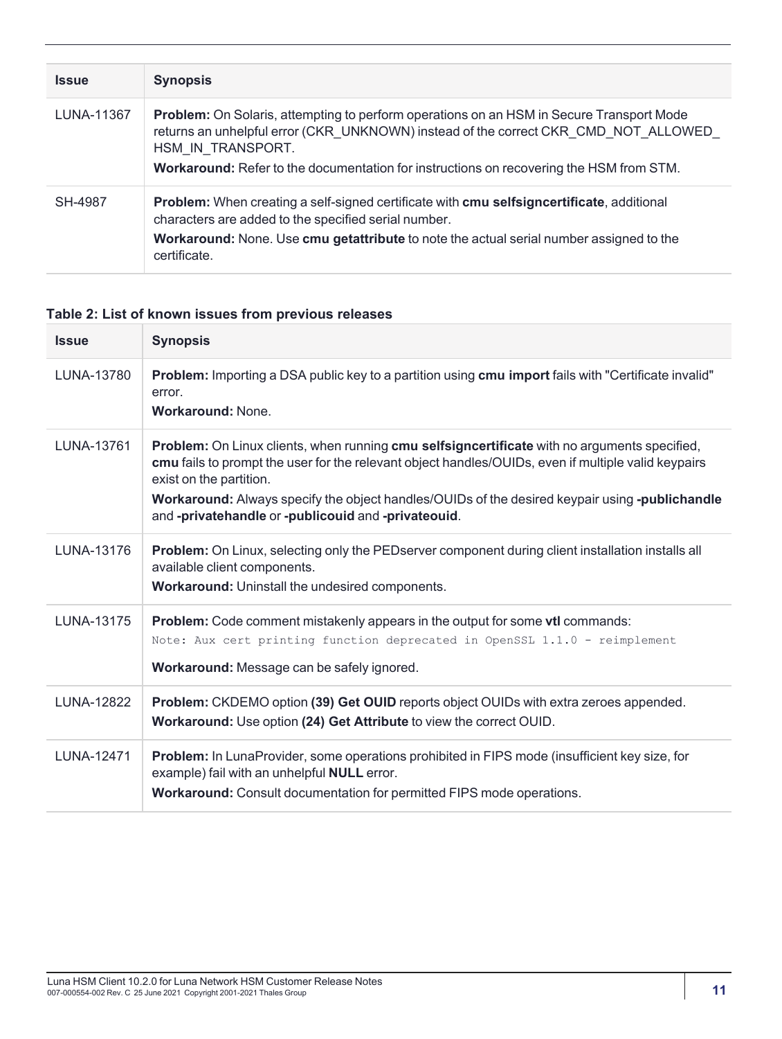| Issue | Synopsis |
|---|---|
| LUNA-11367 | **Problem:** On Solaris, attempting to perform operations on an HSM in Secure Transport Mode returns an unhelpful error (CKR_UNKNOWN) instead of the correct CKR_CMD_NOT_ALLOWED_HSM_IN_TRANSPORT.<br>**Workaround:** Refer to the documentation for instructions on recovering the HSM from STM. |
| SH-4987 | **Problem:** When creating a self-signed certificate with **cmu selfsigncertificate**, additional characters are added to the specified serial number.<br>**Workaround:** None. Use **cmu getattribute** to note the actual serial number assigned to the certificate. |

**Table 2: List of known issues from previous releases**

| Issue | Synopsis |
|---|---|
| LUNA-13780 | **Problem:** Importing a DSA public key to a partition using **cmu import** fails with "Certificate invalid" error.<br>**Workaround:** None. |
| LUNA-13761 | **Problem:** On Linux clients, when running **cmu selfsigncertificate** with no arguments specified, **cmu** fails to prompt the user for the relevant object handles/OUIDs, even if multiple valid keypairs exist on the partition.<br>**Workaround:** Always specify the object handles/OUIDs of the desired keypair using **-publichandle** and **-privatehandle** or **-publicouid** and **-privateouid**. |
| LUNA-13176 | **Problem:** On Linux, selecting only the PEDserver component during client installation installs all available client components.<br>**Workaround:** Uninstall the undesired components. |
| LUNA-13175 | **Problem:** Code comment mistakenly appears in the output for some **vtl** commands:<br>`Note: Aux cert printing function deprecated in OpenSSL 1.1.0 - reimplement`<br>**Workaround:** Message can be safely ignored. |
| LUNA-12822 | **Problem:** CKDEMO option **(39) Get OUID** reports object OUIDs with extra zeroes appended.<br>**Workaround:** Use option **(24) Get Attribute** to view the correct OUID. |
| LUNA-12471 | **Problem:** In LunaProvider, some operations prohibited in FIPS mode (insufficient key size, for example) fail with an unhelpful **NULL** error.<br>**Workaround:** Consult documentation for permitted FIPS mode operations. |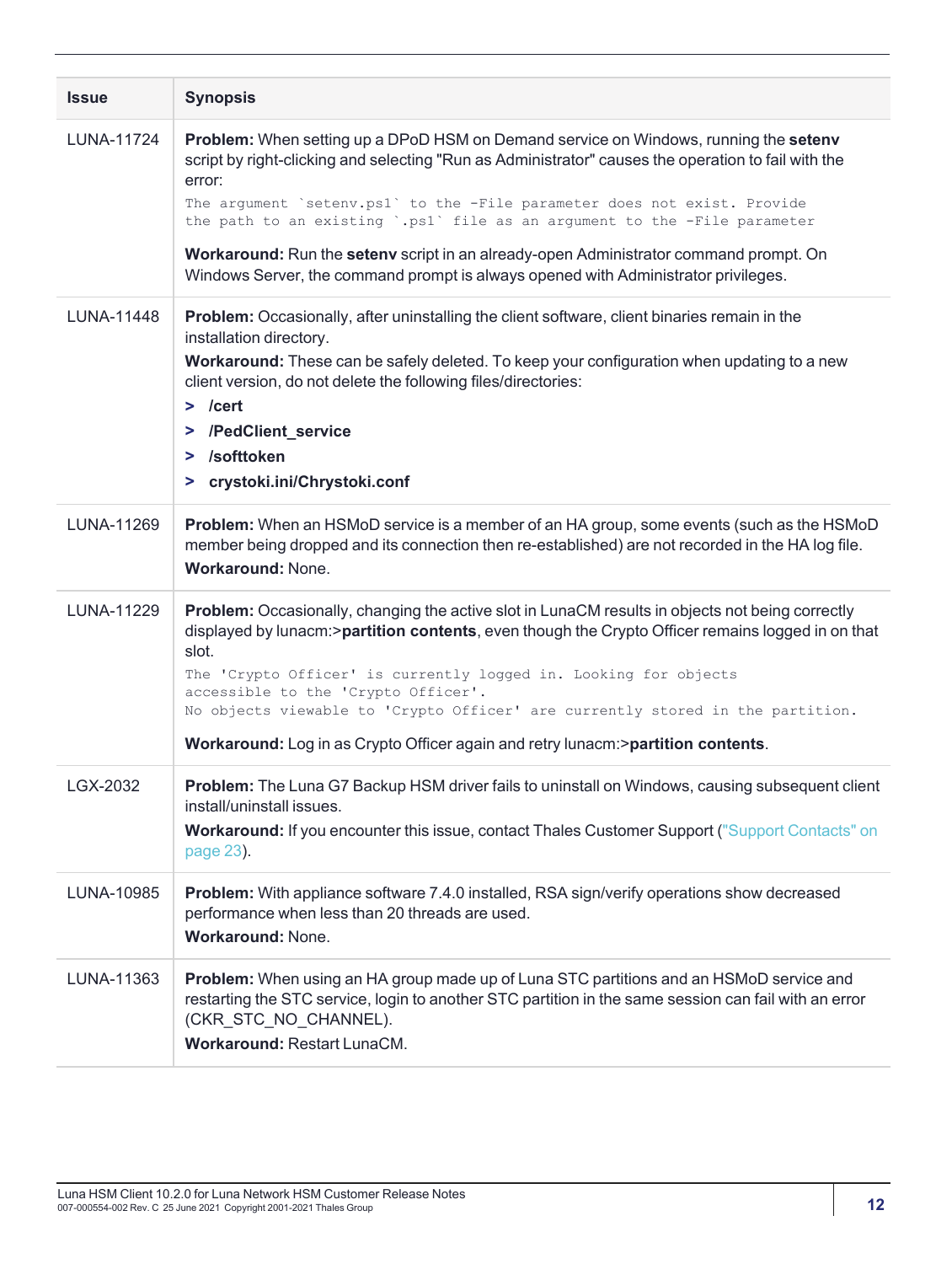| Issue | Synopsis |
|---|---|
| LUNA-11724 | **Problem:** When setting up a DPoD HSM on Demand service on Windows, running the **setenv** script by right-clicking and selecting "Run as Administrator" causes the operation to fail with the error:<br>`The argument `setenv.ps1` to the -File parameter does not exist. Provide the path to an existing `.ps1` file as an argument to the -File parameter`<br>**Workaround:** Run the **setenv** script in an already-open Administrator command prompt. On Windows Server, the command prompt is always opened with Administrator privileges. |
| LUNA-11448 | **Problem:** Occasionally, after uninstalling the client software, client binaries remain in the installation directory.<br>**Workaround:** These can be safely deleted. To keep your configuration when updating to a new client version, do not delete the following files/directories:<br>> **/cert**<br>> **/PedClient_service**<br>> **/softtoken**<br>> **crystoki.ini/Chrystoki.conf** |
| LUNA-11269 | **Problem:** When an HSMoD service is a member of an HA group, some events (such as the HSMoD member being dropped and its connection then re-established) are not recorded in the HA log file.<br>**Workaround:** None. |
| LUNA-11229 | **Problem:** Occasionally, changing the active slot in LunaCM results in objects not being correctly displayed by lunacm:>**partition contents**, even though the Crypto Officer remains logged in on that slot.<br>`The 'Crypto Officer' is currently logged in. Looking for objects accessible to the 'Crypto Officer'.`<br>`No objects viewable to 'Crypto Officer' are currently stored in the partition.`<br>**Workaround:** Log in as Crypto Officer again and retry lunacm:>**partition contents**. |
| LGX-2032 | **Problem:** The Luna G7 Backup HSM driver fails to uninstall on Windows, causing subsequent client install/uninstall issues.<br>**Workaround:** If you encounter this issue, contact Thales Customer Support ("Support Contacts" on page 23). |
| LUNA-10985 | **Problem:** With appliance software 7.4.0 installed, RSA sign/verify operations show decreased performance when less than 20 threads are used.<br>**Workaround:** None. |
| LUNA-11363 | **Problem:** When using an HA group made up of Luna STC partitions and an HSMoD service and restarting the STC service, login to another STC partition in the same session can fail with an error (CKR_STC_NO_CHANNEL).<br>**Workaround:** Restart LunaCM. |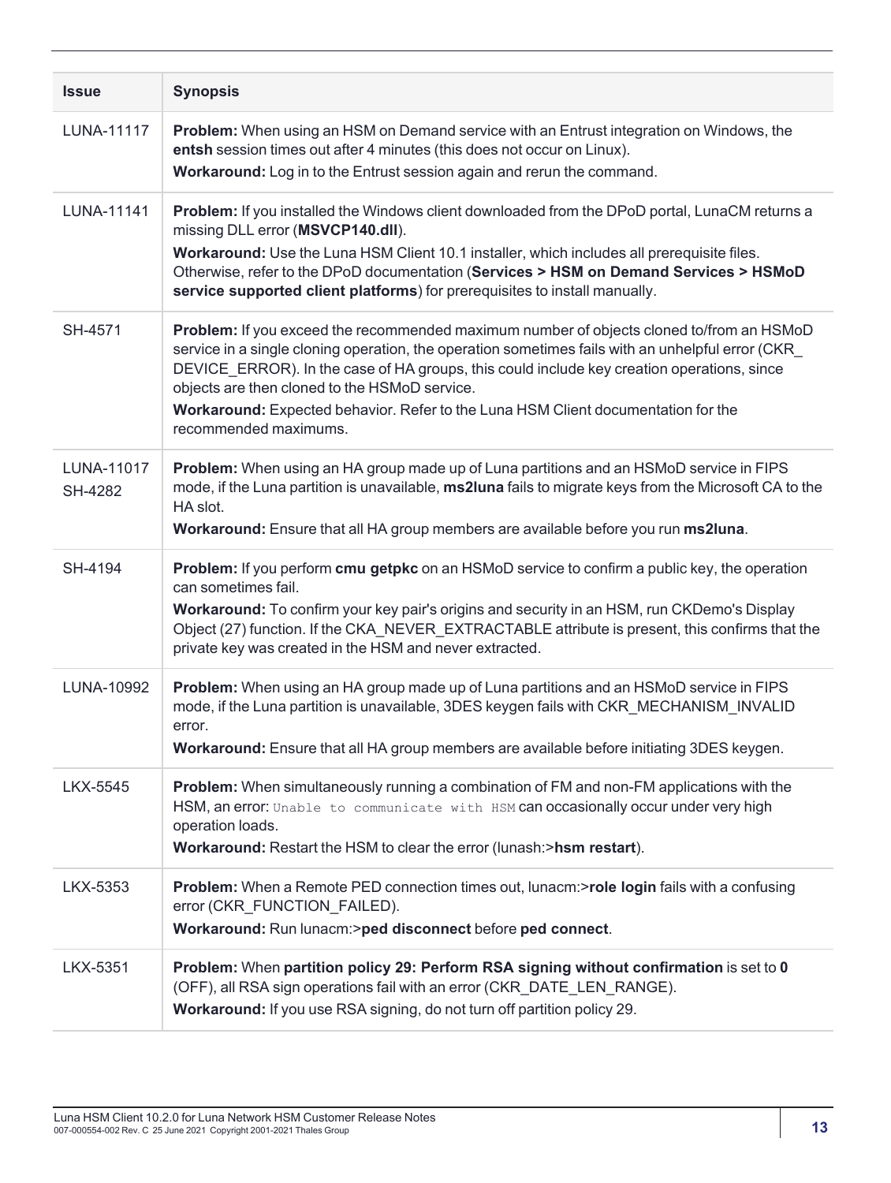| Issue | Synopsis |
|---|---|
| LUNA-11117 | **Problem:** When using an HSM on Demand service with an Entrust integration on Windows, the **entsh** session times out after 4 minutes (this does not occur on Linux).<br>**Workaround:** Log in to the Entrust session again and rerun the command. |
| LUNA-11141 | **Problem:** If you installed the Windows client downloaded from the DPoD portal, LunaCM returns a missing DLL error (**MSVCP140.dll**).<br>**Workaround:** Use the Luna HSM Client 10.1 installer, which includes all prerequisite files. Otherwise, refer to the DPoD documentation (**Services > HSM on Demand Services > HSMoD service supported client platforms**) for prerequisites to install manually. |
| SH-4571 | **Problem:** If you exceed the recommended maximum number of objects cloned to/from an HSMoD service in a single cloning operation, the operation sometimes fails with an unhelpful error (CKR_DEVICE_ERROR). In the case of HA groups, this could include key creation operations, since objects are then cloned to the HSMoD service.<br>**Workaround:** Expected behavior. Refer to the Luna HSM Client documentation for the recommended maximums. |
| LUNA-11017<br>SH-4282 | **Problem:** When using an HA group made up of Luna partitions and an HSMoD service in FIPS mode, if the Luna partition is unavailable, **ms2luna** fails to migrate keys from the Microsoft CA to the HA slot.<br>**Workaround:** Ensure that all HA group members are available before you run **ms2luna**. |
| SH-4194 | **Problem:** If you perform **cmu getpkc** on an HSMoD service to confirm a public key, the operation can sometimes fail.<br>**Workaround:** To confirm your key pair's origins and security in an HSM, run CKDemo's Display Object (27) function. If the CKA_NEVER_EXTRACTABLE attribute is present, this confirms that the private key was created in the HSM and never extracted. |
| LUNA-10992 | **Problem:** When using an HA group made up of Luna partitions and an HSMoD service in FIPS mode, if the Luna partition is unavailable, 3DES keygen fails with CKR_MECHANISM_INVALID error.<br>**Workaround:** Ensure that all HA group members are available before initiating 3DES keygen. |
| LKX-5545 | **Problem:** When simultaneously running a combination of FM and non-FM applications with the HSM, an error: `Unable to communicate with HSM` can occasionally occur under very high operation loads.<br>**Workaround:** Restart the HSM to clear the error (lunash:>**hsm restart**). |
| LKX-5353 | **Problem:** When a Remote PED connection times out, lunacm:>**role login** fails with a confusing error (CKR_FUNCTION_FAILED).<br>**Workaround:** Run lunacm:>**ped disconnect** before **ped connect**. |
| LKX-5351 | **Problem:** When **partition policy 29: Perform RSA signing without confirmation** is set to **0** (OFF), all RSA sign operations fail with an error (CKR_DATE_LEN_RANGE).<br>**Workaround:** If you use RSA signing, do not turn off partition policy 29. |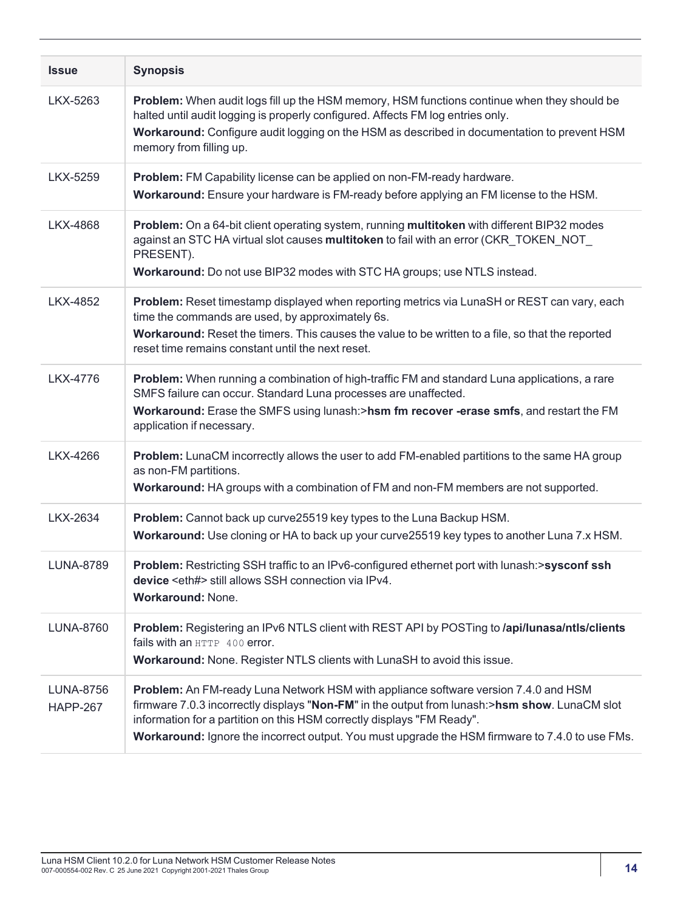| Issue | Synopsis |
|---|---|
| LKX-5263 | **Problem:** When audit logs fill up the HSM memory, HSM functions continue when they should be halted until audit logging is properly configured. Affects FM log entries only.<br>**Workaround:** Configure audit logging on the HSM as described in documentation to prevent HSM memory from filling up. |
| LKX-5259 | **Problem:** FM Capability license can be applied on non-FM-ready hardware.<br>**Workaround:** Ensure your hardware is FM-ready before applying an FM license to the HSM. |
| LKX-4868 | **Problem:** On a 64-bit client operating system, running **multitoken** with different BIP32 modes against an STC HA virtual slot causes **multitoken** to fail with an error (CKR_TOKEN_NOT_PRESENT).<br>**Workaround:** Do not use BIP32 modes with STC HA groups; use NTLS instead. |
| LKX-4852 | **Problem:** Reset timestamp displayed when reporting metrics via LunaSH or REST can vary, each time the commands are used, by approximately 6s.<br>**Workaround:** Reset the timers. This causes the value to be written to a file, so that the reported reset time remains constant until the next reset. |
| LKX-4776 | **Problem:** When running a combination of high-traffic FM and standard Luna applications, a rare SMFS failure can occur. Standard Luna processes are unaffected.<br>**Workaround:** Erase the SMFS using lunash:>**hsm fm recover -erase smfs**, and restart the FM application if necessary. |
| LKX-4266 | **Problem:** LunaCM incorrectly allows the user to add FM-enabled partitions to the same HA group as non-FM partitions.<br>**Workaround:** HA groups with a combination of FM and non-FM members are not supported. |
| LKX-2634 | **Problem:** Cannot back up curve25519 key types to the Luna Backup HSM.<br>**Workaround:** Use cloning or HA to back up your curve25519 key types to another Luna 7.x HSM. |
| LUNA-8789 | **Problem:** Restricting SSH traffic to an IPv6-configured ethernet port with lunash:>**sysconf ssh device** <eth#> still allows SSH connection via IPv4.<br>**Workaround:** None. |
| LUNA-8760 | **Problem:** Registering an IPv6 NTLS client with REST API by POSTing to **/api/lunasa/ntls/clients** fails with an `HTTP 400` error.<br>**Workaround:** None. Register NTLS clients with LunaSH to avoid this issue. |
| LUNA-8756<br>HAPP-267 | **Problem:** An FM-ready Luna Network HSM with appliance software version 7.4.0 and HSM firmware 7.0.3 incorrectly displays "**Non-FM**" in the output from lunash:>**hsm show**. LunaCM slot information for a partition on this HSM correctly displays "FM Ready".<br>**Workaround:** Ignore the incorrect output. You must upgrade the HSM firmware to 7.4.0 to use FMs. |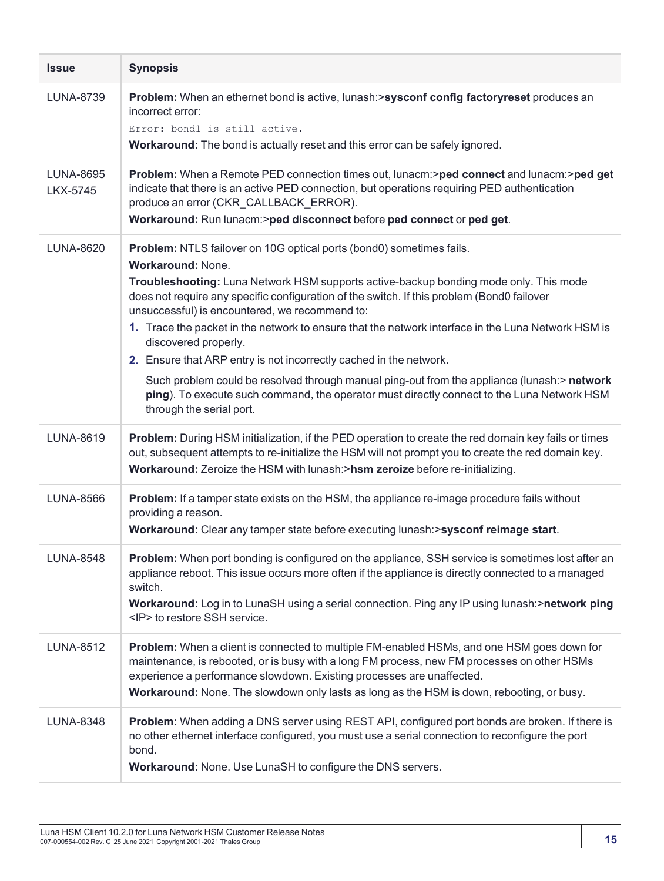| Issue | Synopsis |
| --- | --- |
| LUNA-8739 | **Problem:** When an ethernet bond is active, lunash:>**sysconf config factoryreset** produces an incorrect error:<br>`Error: bond1 is still active.`<br>**Workaround:** The bond is actually reset and this error can be safely ignored. |
| LUNA-8695<br>LKX-5745 | **Problem:** When a Remote PED connection times out, lunacm:>**ped connect** and lunacm:>**ped get** indicate that there is an active PED connection, but operations requiring PED authentication produce an error (CKR_CALLBACK_ERROR).<br>**Workaround:** Run lunacm:>**ped disconnect** before **ped connect** or **ped get**. |
| LUNA-8620 | **Problem:** NTLS failover on 10G optical ports (bond0) sometimes fails.<br>**Workaround:** None.<br>**Troubleshooting:** Luna Network HSM supports active-backup bonding mode only. This mode does not require any specific configuration of the switch. If this problem (Bond0 failover unsuccessful) is encountered, we recommend to:<br>1. Trace the packet in the network to ensure that the network interface in the Luna Network HSM is discovered properly.<br>2. Ensure that ARP entry is not incorrectly cached in the network.<br>Such problem could be resolved through manual ping-out from the appliance (lunash:> **network ping**). To execute such command, the operator must directly connect to the Luna Network HSM through the serial port. |
| LUNA-8619 | **Problem:** During HSM initialization, if the PED operation to create the red domain key fails or times out, subsequent attempts to re-initialize the HSM will not prompt you to create the red domain key.<br>**Workaround:** Zeroize the HSM with lunash:>**hsm zeroize** before re-initializing. |
| LUNA-8566 | **Problem:** If a tamper state exists on the HSM, the appliance re-image procedure fails without providing a reason.<br>**Workaround:** Clear any tamper state before executing lunash:>**sysconf reimage start**. |
| LUNA-8548 | **Problem:** When port bonding is configured on the appliance, SSH service is sometimes lost after an appliance reboot. This issue occurs more often if the appliance is directly connected to a managed switch.<br>**Workaround:** Log in to LunaSH using a serial connection. Ping any IP using lunash:>**network ping** <IP> to restore SSH service. |
| LUNA-8512 | **Problem:** When a client is connected to multiple FM-enabled HSMs, and one HSM goes down for maintenance, is rebooted, or is busy with a long FM process, new FM processes on other HSMs experience a performance slowdown. Existing processes are unaffected.<br>**Workaround:** None. The slowdown only lasts as long as the HSM is down, rebooting, or busy. |
| LUNA-8348 | **Problem:** When adding a DNS server using REST API, configured port bonds are broken. If there is no other ethernet interface configured, you must use a serial connection to reconfigure the port bond.<br>**Workaround:** None. Use LunaSH to configure the DNS servers. |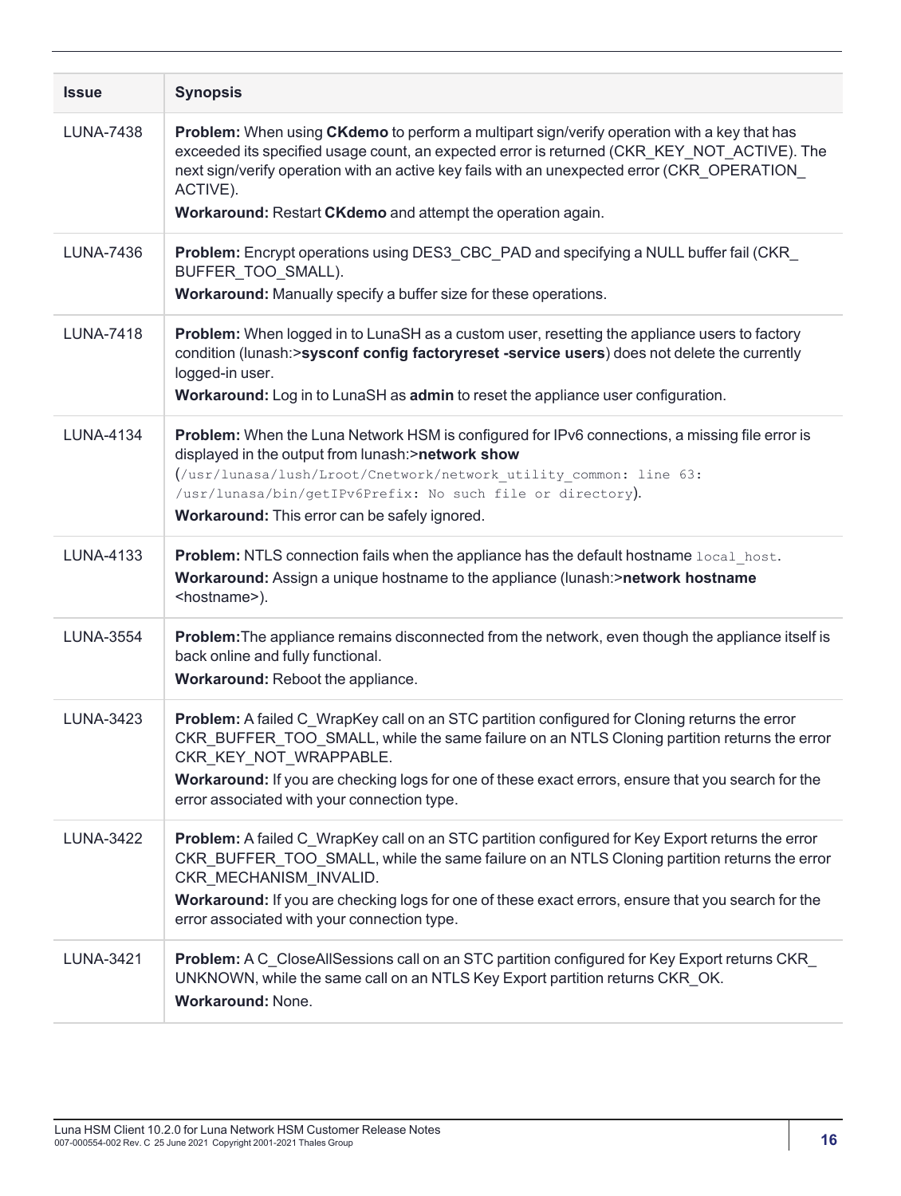| Issue | Synopsis |
| --- | --- |
| LUNA-7438 | **Problem:** When using **CKdemo** to perform a multipart sign/verify operation with a key that has exceeded its specified usage count, an expected error is returned (CKR_KEY_NOT_ACTIVE). The next sign/verify operation with an active key fails with an unexpected error (CKR_OPERATION_ACTIVE).<br>**Workaround:** Restart **CKdemo** and attempt the operation again. |
| LUNA-7436 | **Problem:** Encrypt operations using DES3_CBC_PAD and specifying a NULL buffer fail (CKR_BUFFER_TOO_SMALL).<br>**Workaround:** Manually specify a buffer size for these operations. |
| LUNA-7418 | **Problem:** When logged in to LunaSH as a custom user, resetting the appliance users to factory condition (lunash:>**sysconf config factoryreset -service users**) does not delete the currently logged-in user.<br>**Workaround:** Log in to LunaSH as **admin** to reset the appliance user configuration. |
| LUNA-4134 | **Problem:** When the Luna Network HSM is configured for IPv6 connections, a missing file error is displayed in the output from lunash:>**network show** (`/usr/lunasa/lush/Lroot/Cnetwork/network_utility_common: line 63: /usr/lunasa/bin/getIPv6Prefix: No such file or directory`).<br>**Workaround:** This error can be safely ignored. |
| LUNA-4133 | **Problem:** NTLS connection fails when the appliance has the default hostname `local_host`.<br>**Workaround:** Assign a unique hostname to the appliance (lunash:>**network hostname** <hostname>). |
| LUNA-3554 | **Problem:** The appliance remains disconnected from the network, even though the appliance itself is back online and fully functional.<br>**Workaround:** Reboot the appliance. |
| LUNA-3423 | **Problem:** A failed C_WrapKey call on an STC partition configured for Cloning returns the error CKR_BUFFER_TOO_SMALL, while the same failure on an NTLS Cloning partition returns the error CKR_KEY_NOT_WRAPPABLE.<br>**Workaround:** If you are checking logs for one of these exact errors, ensure that you search for the error associated with your connection type. |
| LUNA-3422 | **Problem:** A failed C_WrapKey call on an STC partition configured for Key Export returns the error CKR_BUFFER_TOO_SMALL, while the same failure on an NTLS Cloning partition returns the error CKR_MECHANISM_INVALID.<br>**Workaround:** If you are checking logs for one of these exact errors, ensure that you search for the error associated with your connection type. |
| LUNA-3421 | **Problem:** A C_CloseAllSessions call on an STC partition configured for Key Export returns CKR_UNKNOWN, while the same call on an NTLS Key Export partition returns CKR_OK.<br>**Workaround:** None. |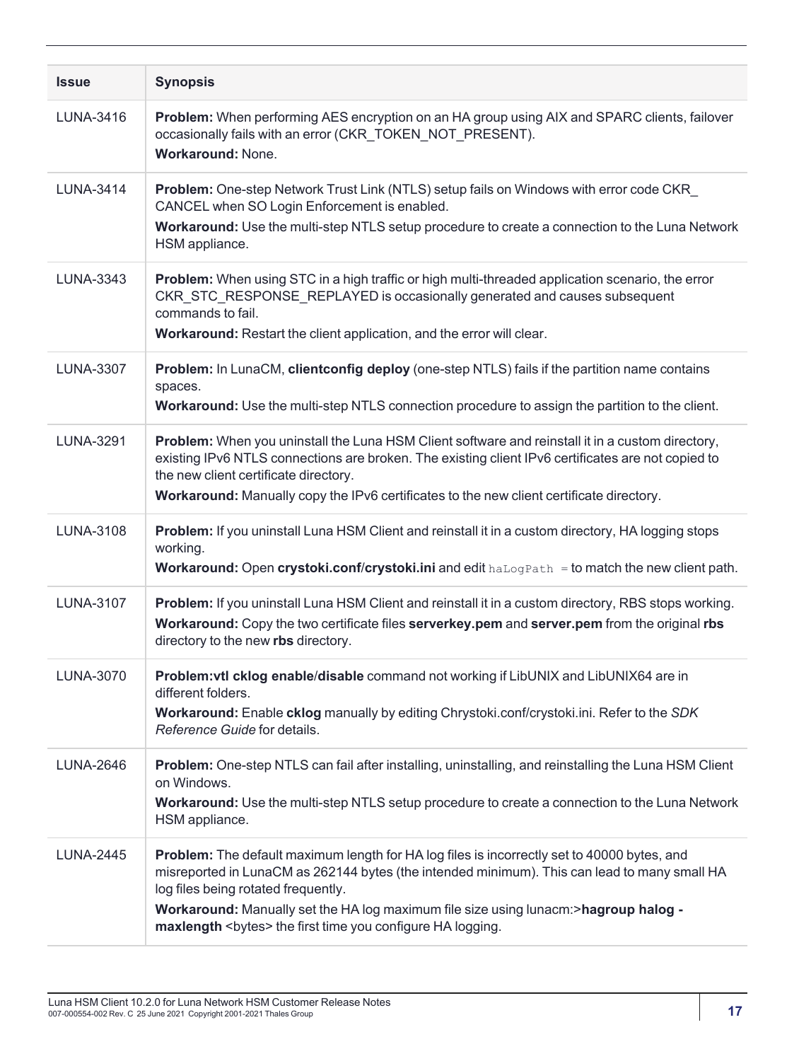| Issue | Synopsis |
| --- | --- |
| LUNA-3416 | **Problem:** When performing AES encryption on an HA group using AIX and SPARC clients, failover occasionally fails with an error (CKR_TOKEN_NOT_PRESENT).<br>**Workaround:** None. |
| LUNA-3414 | **Problem:** One-step Network Trust Link (NTLS) setup fails on Windows with error code CKR_ CANCEL when SO Login Enforcement is enabled.<br>**Workaround:** Use the multi-step NTLS setup procedure to create a connection to the Luna Network HSM appliance. |
| LUNA-3343 | **Problem:** When using STC in a high traffic or high multi-threaded application scenario, the error CKR_STC_RESPONSE_REPLAYED is occasionally generated and causes subsequent commands to fail.<br>**Workaround:** Restart the client application, and the error will clear. |
| LUNA-3307 | **Problem:** In LunaCM, **clientconfig deploy** (one-step NTLS) fails if the partition name contains spaces.<br>**Workaround:** Use the multi-step NTLS connection procedure to assign the partition to the client. |
| LUNA-3291 | **Problem:** When you uninstall the Luna HSM Client software and reinstall it in a custom directory, existing IPv6 NTLS connections are broken. The existing client IPv6 certificates are not copied to the new client certificate directory.<br>**Workaround:** Manually copy the IPv6 certificates to the new client certificate directory. |
| LUNA-3108 | **Problem:** If you uninstall Luna HSM Client and reinstall it in a custom directory, HA logging stops working.<br>**Workaround:** Open **crystoki.conf**/**crystoki.ini** and edit `haLogPath =` to match the new client path. |
| LUNA-3107 | **Problem:** If you uninstall Luna HSM Client and reinstall it in a custom directory, RBS stops working.<br>**Workaround:** Copy the two certificate files **serverkey.pem** and **server.pem** from the original **rbs** directory to the new **rbs** directory. |
| LUNA-3070 | **Problem:vtl cklog enable**/**disable** command not working if LibUNIX and LibUNIX64 are in different folders.<br>**Workaround:** Enable **cklog** manually by editing Chrystoki.conf/crystoki.ini. Refer to the *SDK Reference Guide* for details. |
| LUNA-2646 | **Problem:** One-step NTLS can fail after installing, uninstalling, and reinstalling the Luna HSM Client on Windows.<br>**Workaround:** Use the multi-step NTLS setup procedure to create a connection to the Luna Network HSM appliance. |
| LUNA-2445 | **Problem:** The default maximum length for HA log files is incorrectly set to 40000 bytes, and misreported in LunaCM as 262144 bytes (the intended minimum). This can lead to many small HA log files being rotated frequently.<br>**Workaround:** Manually set the HA log maximum file size using lunacm:>**hagroup halog -maxlength** <bytes> the first time you configure HA logging. |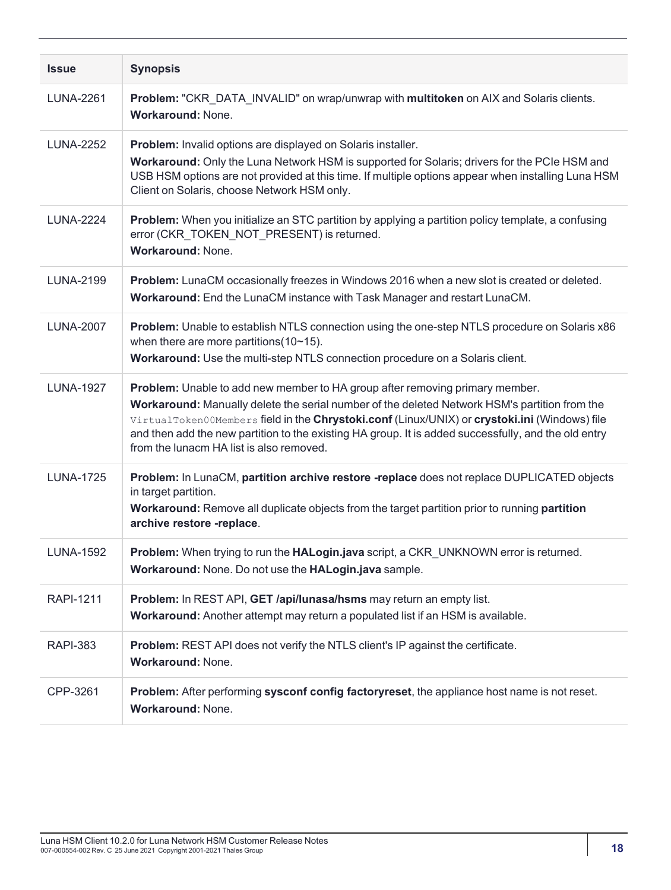| Issue | Synopsis |
|---|---|
| LUNA-2261 | **Problem:** "CKR_DATA_INVALID" on wrap/unwrap with **multitoken** on AIX and Solaris clients.<br>**Workaround:** None. |
| LUNA-2252 | **Problem:** Invalid options are displayed on Solaris installer.<br>**Workaround:** Only the Luna Network HSM is supported for Solaris; drivers for the PCIe HSM and USB HSM options are not provided at this time. If multiple options appear when installing Luna HSM Client on Solaris, choose Network HSM only. |
| LUNA-2224 | **Problem:** When you initialize an STC partition by applying a partition policy template, a confusing error (CKR_TOKEN_NOT_PRESENT) is returned.<br>**Workaround:** None. |
| LUNA-2199 | **Problem:** LunaCM occasionally freezes in Windows 2016 when a new slot is created or deleted.<br>**Workaround:** End the LunaCM instance with Task Manager and restart LunaCM. |
| LUNA-2007 | **Problem:** Unable to establish NTLS connection using the one-step NTLS procedure on Solaris x86 when there are more partitions(10~15).<br>**Workaround:** Use the multi-step NTLS connection procedure on a Solaris client. |
| LUNA-1927 | **Problem:** Unable to add new member to HA group after removing primary member.<br>**Workaround:** Manually delete the serial number of the deleted Network HSM's partition from the `VirtualToken00Members` field in the **Chrystoki.conf** (Linux/UNIX) or **crystoki.ini** (Windows) file and then add the new partition to the existing HA group. It is added successfully, and the old entry from the lunacm HA list is also removed. |
| LUNA-1725 | **Problem:** In LunaCM, **partition archive restore -replace** does not replace DUPLICATED objects in target partition.<br>**Workaround:** Remove all duplicate objects from the target partition prior to running **partition archive restore -replace**. |
| LUNA-1592 | **Problem:** When trying to run the **HALogin.java** script, a CKR_UNKNOWN error is returned.<br>**Workaround:** None. Do not use the **HALogin.java** sample. |
| RAPI-1211 | **Problem:** In REST API, **GET /api/lunasa/hsms** may return an empty list.<br>**Workaround:** Another attempt may return a populated list if an HSM is available. |
| RAPI-383 | **Problem:** REST API does not verify the NTLS client's IP against the certificate.<br>**Workaround:** None. |
| CPP-3261 | **Problem:** After performing **sysconf config factoryreset**, the appliance host name is not reset.<br>**Workaround:** None. |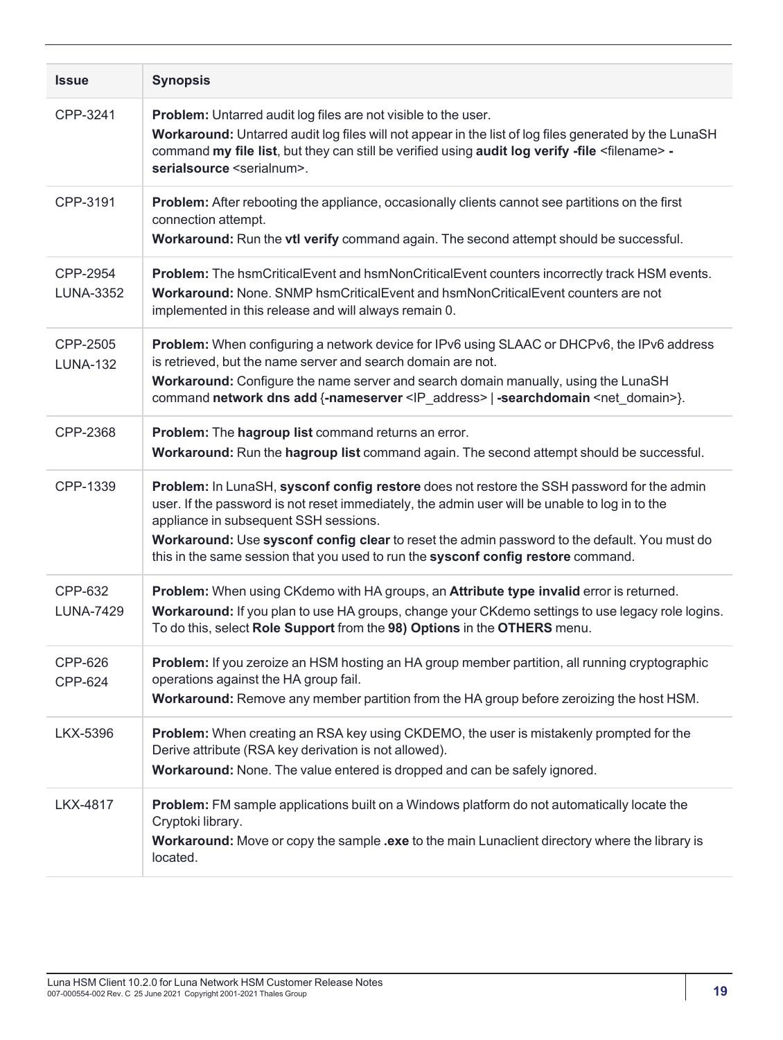| Issue | Synopsis |
| --- | --- |
| CPP-3241 | **Problem:** Untarred audit log files are not visible to the user.<br>**Workaround:** Untarred audit log files will not appear in the list of log files generated by the LunaSH command **my file list**, but they can still be verified using **audit log verify -file** <filename> **-serialsource** <serialnum>. |
| CPP-3191 | **Problem:** After rebooting the appliance, occasionally clients cannot see partitions on the first connection attempt.<br>**Workaround:** Run the **vtl verify** command again. The second attempt should be successful. |
| CPP-2954<br>LUNA-3352 | **Problem:** The hsmCriticalEvent and hsmNonCriticalEvent counters incorrectly track HSM events.<br>**Workaround:** None. SNMP hsmCriticalEvent and hsmNonCriticalEvent counters are not implemented in this release and will always remain 0. |
| CPP-2505<br>LUNA-132 | **Problem:** When configuring a network device for IPv6 using SLAAC or DHCPv6, the IPv6 address is retrieved, but the name server and search domain are not.<br>**Workaround:** Configure the name server and search domain manually, using the LunaSH command **network dns add** {**-nameserver** <IP_address> \| **-searchdomain** <net_domain>}. |
| CPP-2368 | **Problem:** The **hagroup list** command returns an error.<br>**Workaround:** Run the **hagroup list** command again. The second attempt should be successful. |
| CPP-1339 | **Problem:** In LunaSH, **sysconf config restore** does not restore the SSH password for the admin user. If the password is not reset immediately, the admin user will be unable to log in to the appliance in subsequent SSH sessions.<br>**Workaround:** Use **sysconf config clear** to reset the admin password to the default. You must do this in the same session that you used to run the **sysconf config restore** command. |
| CPP-632<br>LUNA-7429 | **Problem:** When using CKdemo with HA groups, an **Attribute type invalid** error is returned.<br>**Workaround:** If you plan to use HA groups, change your CKdemo settings to use legacy role logins. To do this, select **Role Support** from the **98) Options** in the **OTHERS** menu. |
| CPP-626<br>CPP-624 | **Problem:** If you zeroize an HSM hosting an HA group member partition, all running cryptographic operations against the HA group fail.<br>**Workaround:** Remove any member partition from the HA group before zeroizing the host HSM. |
| LKX-5396 | **Problem:** When creating an RSA key using CKDEMO, the user is mistakenly prompted for the Derive attribute (RSA key derivation is not allowed).<br>**Workaround:** None. The value entered is dropped and can be safely ignored. |
| LKX-4817 | **Problem:** FM sample applications built on a Windows platform do not automatically locate the Cryptoki library.<br>**Workaround:** Move or copy the sample **.exe** to the main Lunaclient directory where the library is located. |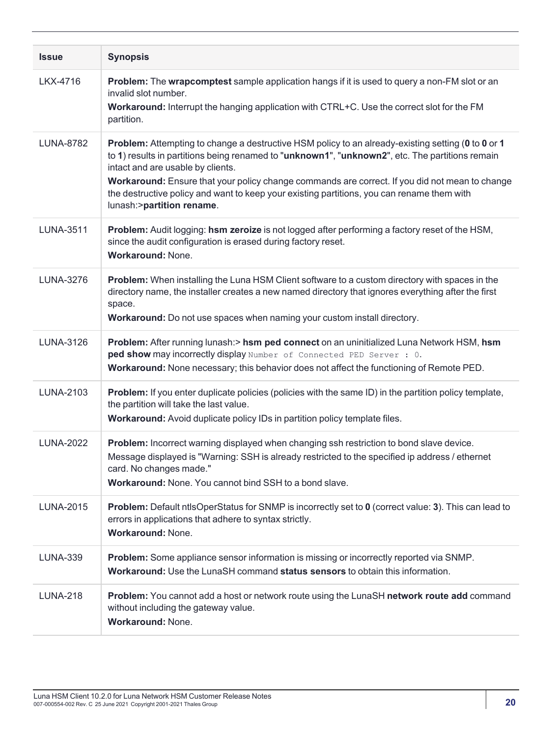| Issue | Synopsis |
|---|---|
| LKX-4716 | **Problem:** The **wrapcomptest** sample application hangs if it is used to query a non-FM slot or an invalid slot number.<br>**Workaround:** Interrupt the hanging application with CTRL+C. Use the correct slot for the FM partition. |
| LUNA-8782 | **Problem:** Attempting to change a destructive HSM policy to an already-existing setting (**0** to **0** or **1** to **1**) results in partitions being renamed to "**unknown1**", "**unknown2**", etc. The partitions remain intact and are usable by clients.<br>**Workaround:** Ensure that your policy change commands are correct. If you did not mean to change the destructive policy and want to keep your existing partitions, you can rename them with lunash:>**partition rename**. |
| LUNA-3511 | **Problem:** Audit logging: **hsm zeroize** is not logged after performing a factory reset of the HSM, since the audit configuration is erased during factory reset.<br>**Workaround:** None. |
| LUNA-3276 | **Problem:** When installing the Luna HSM Client software to a custom directory with spaces in the directory name, the installer creates a new named directory that ignores everything after the first space.<br>**Workaround:** Do not use spaces when naming your custom install directory. |
| LUNA-3126 | **Problem:** After running lunash:> **hsm ped connect** on an uninitialized Luna Network HSM, **hsm ped show** may incorrectly display `Number of Connected PED Server : 0`.<br>**Workaround:** None necessary; this behavior does not affect the functioning of Remote PED. |
| LUNA-2103 | **Problem:** If you enter duplicate policies (policies with the same ID) in the partition policy template, the partition will take the last value.<br>**Workaround:** Avoid duplicate policy IDs in partition policy template files. |
| LUNA-2022 | **Problem:** Incorrect warning displayed when changing ssh restriction to bond slave device. Message displayed is "Warning: SSH is already restricted to the specified ip address / ethernet card. No changes made."<br>**Workaround:** None. You cannot bind SSH to a bond slave. |
| LUNA-2015 | **Problem:** Default ntlsOperStatus for SNMP is incorrectly set to **0** (correct value: **3**). This can lead to errors in applications that adhere to syntax strictly.<br>**Workaround:** None. |
| LUNA-339 | **Problem:** Some appliance sensor information is missing or incorrectly reported via SNMP.<br>**Workaround:** Use the LunaSH command **status sensors** to obtain this information. |
| LUNA-218 | **Problem:** You cannot add a host or network route using the LunaSH **network route add** command without including the gateway value.<br>**Workaround:** None. |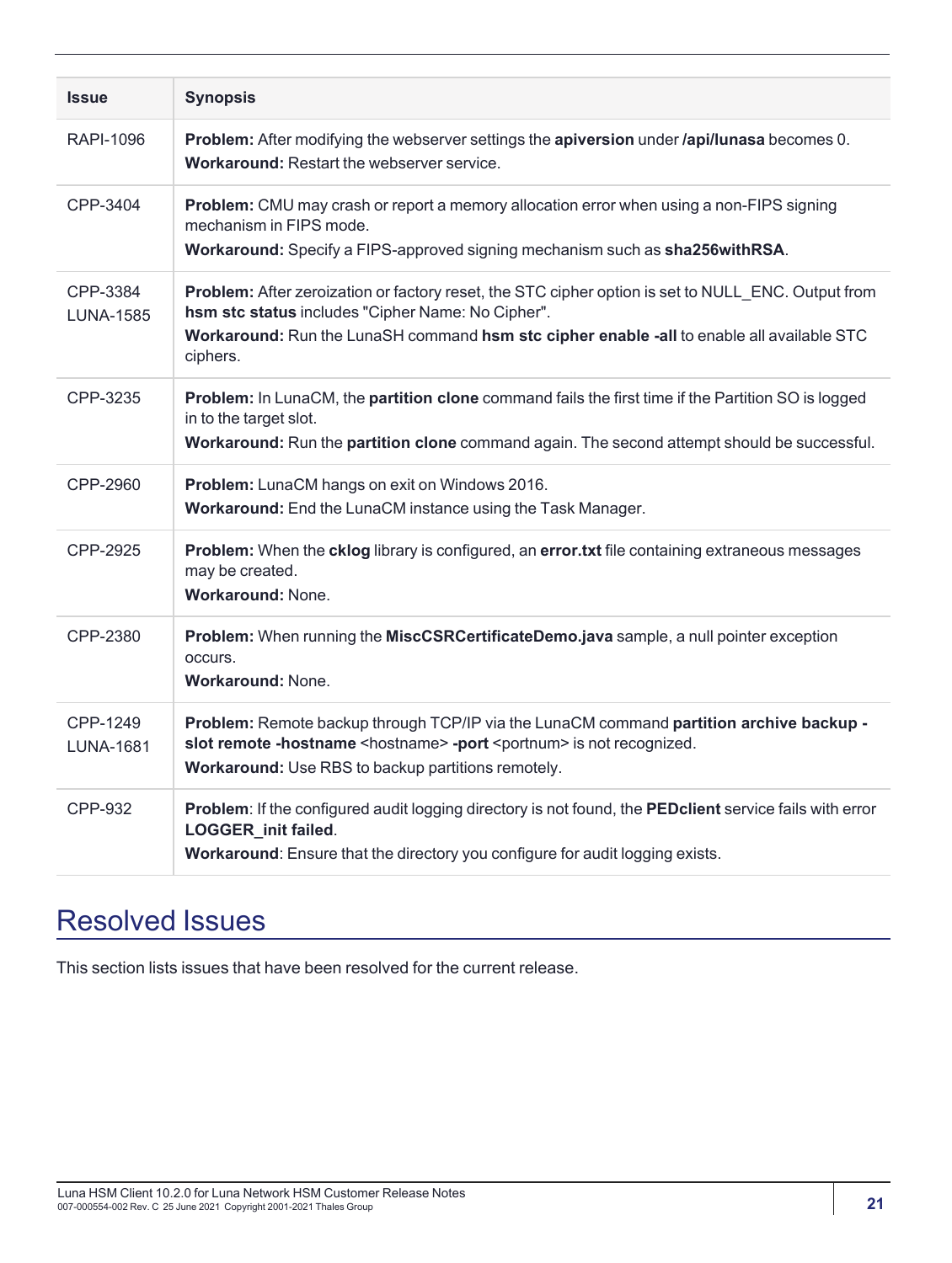| Issue | Synopsis |
| --- | --- |
| RAPI-1096 | **Problem:** After modifying the webserver settings the **apiversion** under **/api/lunasa** becomes 0.<br>**Workaround:** Restart the webserver service. |
| CPP-3404 | **Problem:** CMU may crash or report a memory allocation error when using a non-FIPS signing mechanism in FIPS mode.<br>**Workaround:** Specify a FIPS-approved signing mechanism such as **sha256withRSA**. |
| CPP-3384<br>LUNA-1585 | **Problem:** After zeroization or factory reset, the STC cipher option is set to NULL_ENC. Output from **hsm stc status** includes "Cipher Name: No Cipher".<br>**Workaround:** Run the LunaSH command **hsm stc cipher enable -all** to enable all available STC ciphers. |
| CPP-3235 | **Problem:** In LunaCM, the **partition clone** command fails the first time if the Partition SO is logged in to the target slot.<br>**Workaround:** Run the **partition clone** command again. The second attempt should be successful. |
| CPP-2960 | **Problem:** LunaCM hangs on exit on Windows 2016.<br>**Workaround:** End the LunaCM instance using the Task Manager. |
| CPP-2925 | **Problem:** When the **cklog** library is configured, an **error.txt** file containing extraneous messages may be created.<br>**Workaround:** None. |
| CPP-2380 | **Problem:** When running the **MiscCSRCertificateDemo.java** sample, a null pointer exception occurs.<br>**Workaround:** None. |
| CPP-1249<br>LUNA-1681 | **Problem:** Remote backup through TCP/IP via the LunaCM command **partition archive backup -slot remote -hostname** <hostname> **-port** <portnum> is not recognized.<br>**Workaround:** Use RBS to backup partitions remotely. |
| CPP-932 | **Problem**: If the configured audit logging directory is not found, the **PEDclient** service fails with error **LOGGER_init failed**.<br>**Workaround**: Ensure that the directory you configure for audit logging exists. |

# Resolved Issues

This section lists issues that have been resolved for the current release.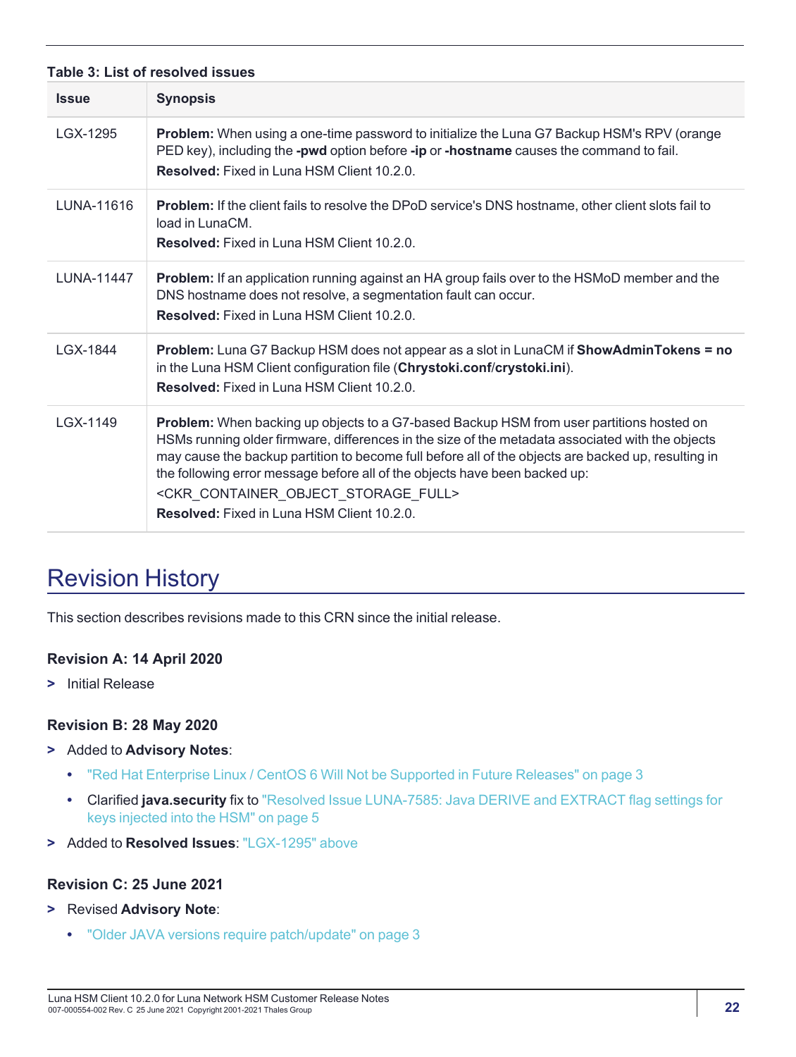**Table 3: List of resolved issues**

| Issue | Synopsis |
| --- | --- |
| LGX-1295 | **Problem:** When using a one-time password to initialize the Luna G7 Backup HSM's RPV (orange PED key), including the **-pwd** option before **-ip** or **-hostname** causes the command to fail.<br>**Resolved:** Fixed in Luna HSM Client 10.2.0. |
| LUNA-11616 | **Problem:** If the client fails to resolve the DPoD service's DNS hostname, other client slots fail to load in LunaCM.<br>**Resolved:** Fixed in Luna HSM Client 10.2.0. |
| LUNA-11447 | **Problem:** If an application running against an HA group fails over to the HSMoD member and the DNS hostname does not resolve, a segmentation fault can occur.<br>**Resolved:** Fixed in Luna HSM Client 10.2.0. |
| LGX-1844 | **Problem:** Luna G7 Backup HSM does not appear as a slot in LunaCM if **ShowAdminTokens = no** in the Luna HSM Client configuration file (**Chrystoki.conf/crystoki.ini**).<br>**Resolved:** Fixed in Luna HSM Client 10.2.0. |
| LGX-1149 | **Problem:** When backing up objects to a G7-based Backup HSM from user partitions hosted on HSMs running older firmware, differences in the size of the metadata associated with the objects may cause the backup partition to become full before all of the objects are backed up, resulting in the following error message before all of the objects have been backed up:<br><CKR_CONTAINER_OBJECT_STORAGE_FULL><br>**Resolved:** Fixed in Luna HSM Client 10.2.0. |

# Revision History

This section describes revisions made to this CRN since the initial release.

### Revision A: 14 April 2020

> Initial Release

### Revision B: 28 May 2020

> Added to **Advisory Notes**:
  - "Red Hat Enterprise Linux / CentOS 6 Will Not be Supported in Future Releases" on page 3
  - Clarified **java.security** fix to "Resolved Issue LUNA-7585: Java DERIVE and EXTRACT flag settings for keys injected into the HSM" on page 5

> Added to **Resolved Issues**: "LGX-1295" above

### Revision C: 25 June 2021

> Revised **Advisory Note**:
  - "Older JAVA versions require patch/update" on page 3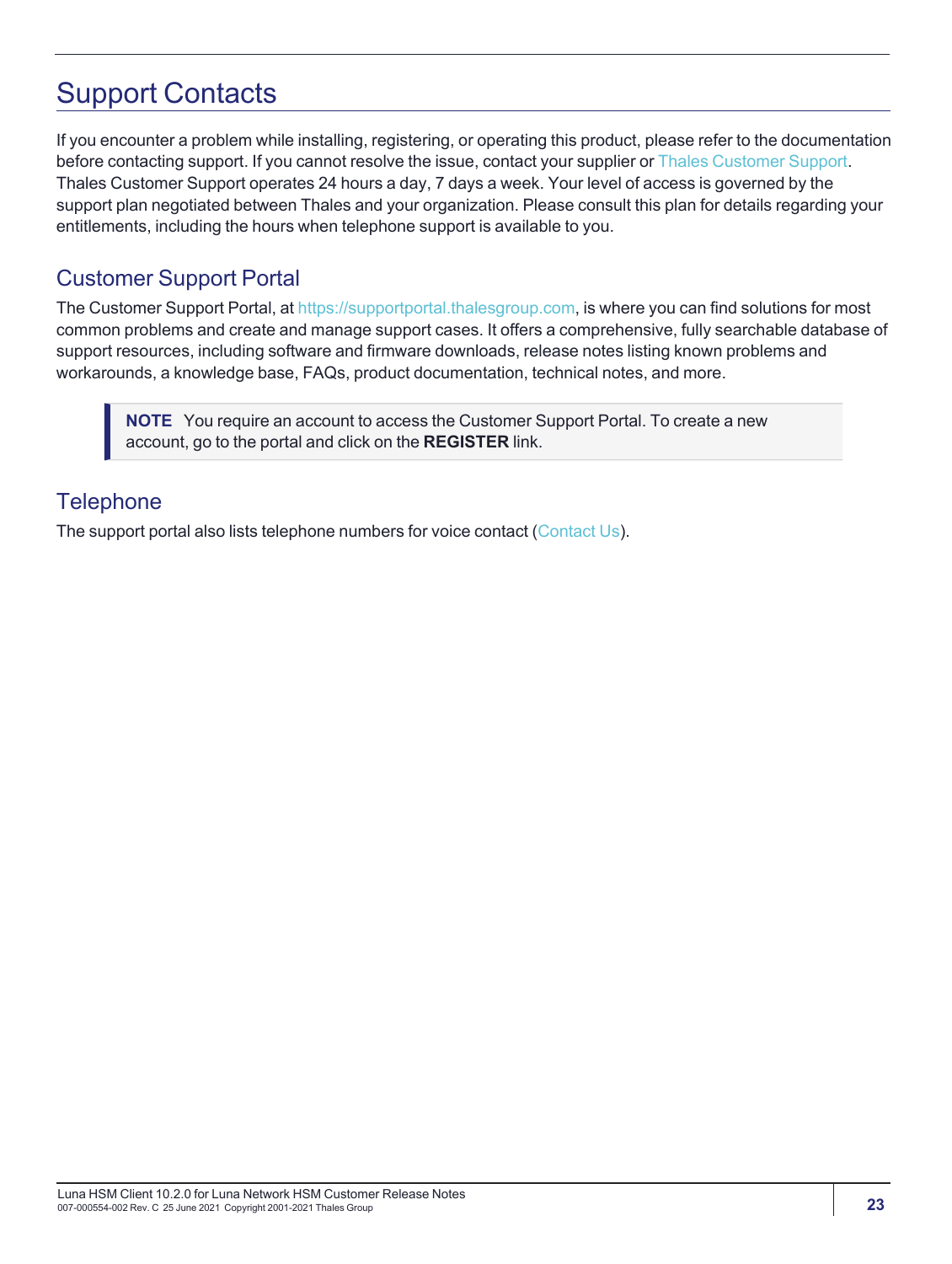# Support Contacts

If you encounter a problem while installing, registering, or operating this product, please refer to the documentation before contacting support. If you cannot resolve the issue, contact your supplier or Thales Customer Support. Thales Customer Support operates 24 hours a day, 7 days a week. Your level of access is governed by the support plan negotiated between Thales and your organization. Please consult this plan for details regarding your entitlements, including the hours when telephone support is available to you.

## Customer Support Portal

The Customer Support Portal, at https://supportportal.thalesgroup.com, is where you can find solutions for most common problems and create and manage support cases. It offers a comprehensive, fully searchable database of support resources, including software and firmware downloads, release notes listing known problems and workarounds, a knowledge base, FAQs, product documentation, technical notes, and more.

> **NOTE** You require an account to access the Customer Support Portal. To create a new account, go to the portal and click on the **REGISTER** link.

## Telephone

The support portal also lists telephone numbers for voice contact (Contact Us).